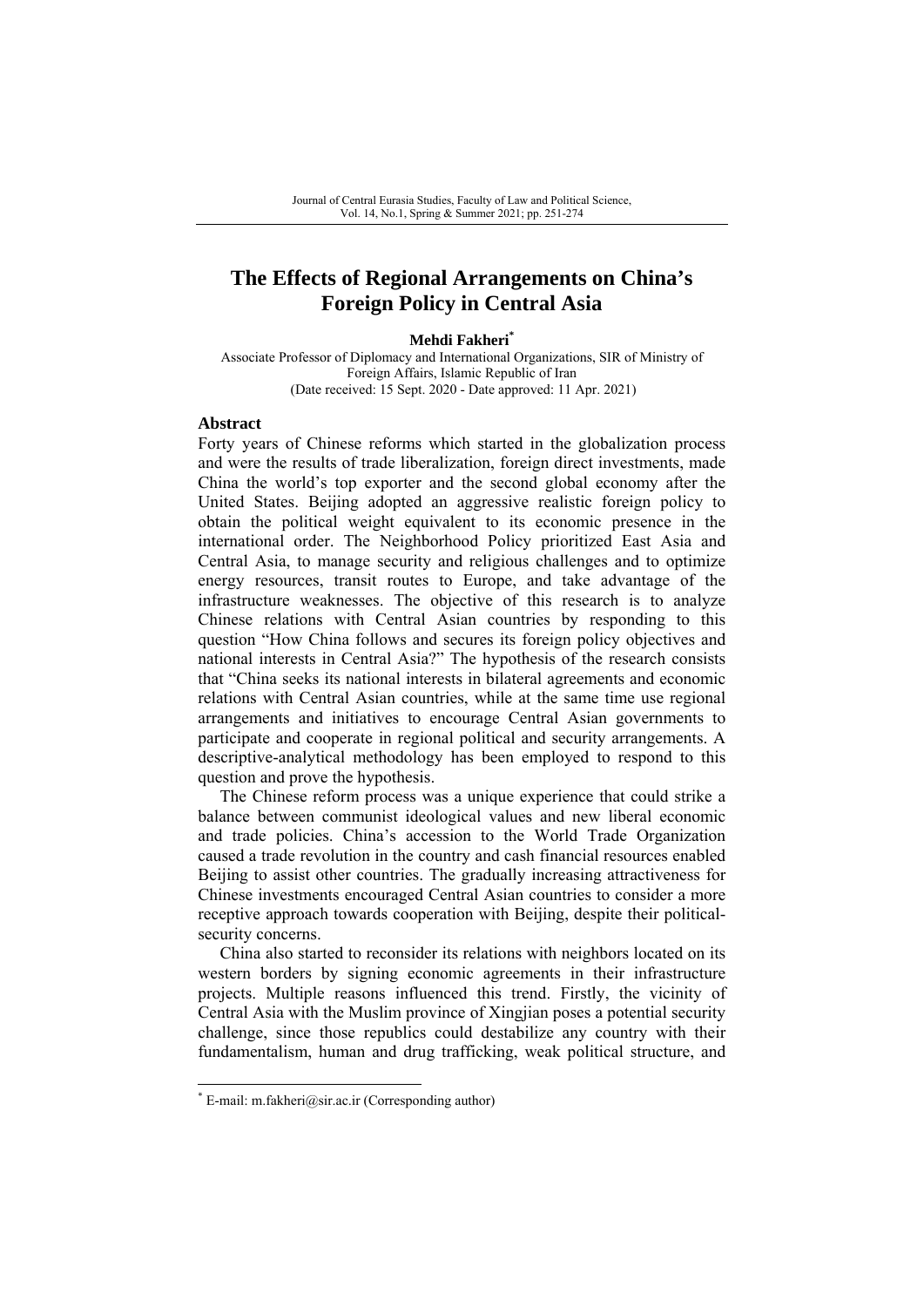# The Effects of Regional Arrangements on China's Foreign Policy in Central Asia

**Mehdi Fakheri***

Associate Professor of Diplomacy and International Organizations, SIR of Ministry of Foreign Affairs, Islamic Republic of Iran
(Date received: 15 Sept. 2020 - Date approved: 11 Apr. 2021)

## Abstract

Forty years of Chinese reforms which started in the globalization process and were the results of trade liberalization, foreign direct investments, made China the world's top exporter and the second global economy after the United States. Beijing adopted an aggressive realistic foreign policy to obtain the political weight equivalent to its economic presence in the international order. The Neighborhood Policy prioritized East Asia and Central Asia, to manage security and religious challenges and to optimize energy resources, transit routes to Europe, and take advantage of the infrastructure weaknesses. The objective of this research is to analyze Chinese relations with Central Asian countries by responding to this question "How China follows and secures its foreign policy objectives and national interests in Central Asia?" The hypothesis of the research consists that "China seeks its national interests in bilateral agreements and economic relations with Central Asian countries, while at the same time use regional arrangements and initiatives to encourage Central Asian governments to participate and cooperate in regional political and security arrangements. A descriptive-analytical methodology has been employed to respond to this question and prove the hypothesis.

The Chinese reform process was a unique experience that could strike a balance between communist ideological values and new liberal economic and trade policies. China's accession to the World Trade Organization caused a trade revolution in the country and cash financial resources enabled Beijing to assist other countries. The gradually increasing attractiveness for Chinese investments encouraged Central Asian countries to consider a more receptive approach towards cooperation with Beijing, despite their political-security concerns.

China also started to reconsider its relations with neighbors located on its western borders by signing economic agreements in their infrastructure projects. Multiple reasons influenced this trend. Firstly, the vicinity of Central Asia with the Muslim province of Xingjian poses a potential security challenge, since those republics could destabilize any country with their fundamentalism, human and drug trafficking, weak political structure, and

---

* E-mail: m.fakheri@sir.ac.ir (Corresponding author)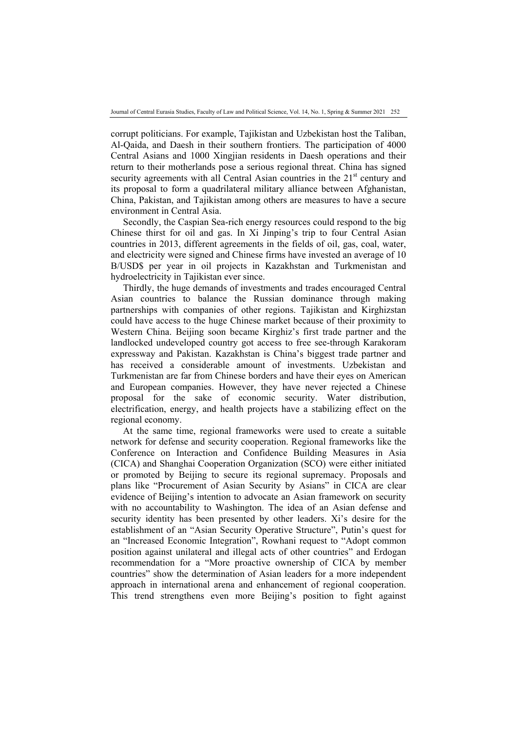corrupt politicians. For example, Tajikistan and Uzbekistan host the Taliban, Al-Qaida, and Daesh in their southern frontiers. The participation of 4000 Central Asians and 1000 Xingjian residents in Daesh operations and their return to their motherlands pose a serious regional threat. China has signed security agreements with all Central Asian countries in the 21st century and its proposal to form a quadrilateral military alliance between Afghanistan, China, Pakistan, and Tajikistan among others are measures to have a secure environment in Central Asia.

Secondly, the Caspian Sea-rich energy resources could respond to the big Chinese thirst for oil and gas. In Xi Jinping's trip to four Central Asian countries in 2013, different agreements in the fields of oil, gas, coal, water, and electricity were signed and Chinese firms have invested an average of 10 B/USD$ per year in oil projects in Kazakhstan and Turkmenistan and hydroelectricity in Tajikistan ever since.

Thirdly, the huge demands of investments and trades encouraged Central Asian countries to balance the Russian dominance through making partnerships with companies of other regions. Tajikistan and Kirghizstan could have access to the huge Chinese market because of their proximity to Western China. Beijing soon became Kirghiz's first trade partner and the landlocked undeveloped country got access to free see-through Karakoram expressway and Pakistan. Kazakhstan is China's biggest trade partner and has received a considerable amount of investments. Uzbekistan and Turkmenistan are far from Chinese borders and have their eyes on American and European companies. However, they have never rejected a Chinese proposal for the sake of economic security. Water distribution, electrification, energy, and health projects have a stabilizing effect on the regional economy.

At the same time, regional frameworks were used to create a suitable network for defense and security cooperation. Regional frameworks like the Conference on Interaction and Confidence Building Measures in Asia (CICA) and Shanghai Cooperation Organization (SCO) were either initiated or promoted by Beijing to secure its regional supremacy. Proposals and plans like "Procurement of Asian Security by Asians" in CICA are clear evidence of Beijing's intention to advocate an Asian framework on security with no accountability to Washington. The idea of an Asian defense and security identity has been presented by other leaders. Xi's desire for the establishment of an "Asian Security Operative Structure", Putin's quest for an "Increased Economic Integration", Rowhani request to "Adopt common position against unilateral and illegal acts of other countries" and Erdogan recommendation for a "More proactive ownership of CICA by member countries" show the determination of Asian leaders for a more independent approach in international arena and enhancement of regional cooperation. This trend strengthens even more Beijing's position to fight against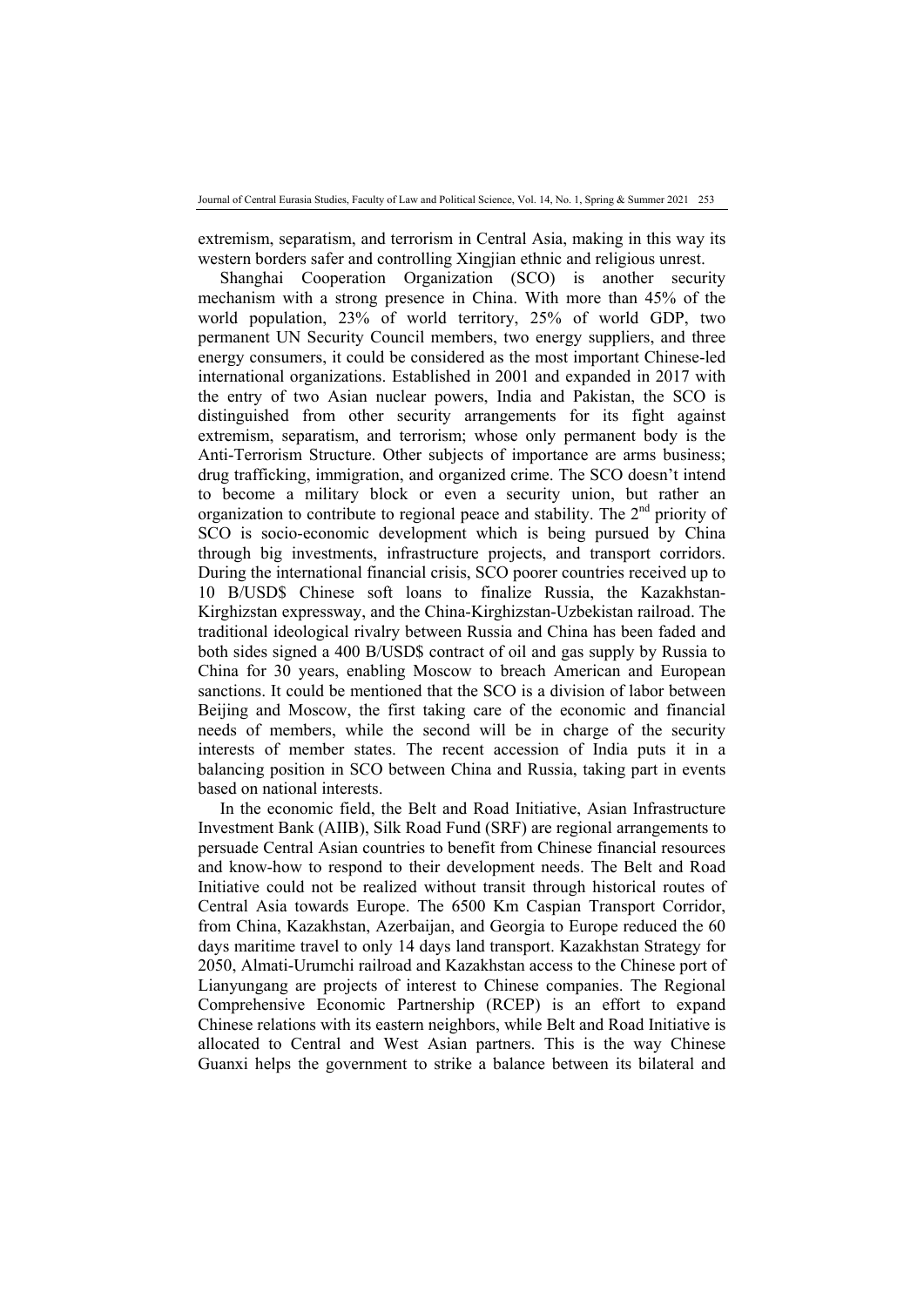extremism, separatism, and terrorism in Central Asia, making in this way its western borders safer and controlling Xingjian ethnic and religious unrest.

Shanghai Cooperation Organization (SCO) is another security mechanism with a strong presence in China. With more than 45% of the world population, 23% of world territory, 25% of world GDP, two permanent UN Security Council members, two energy suppliers, and three energy consumers, it could be considered as the most important Chinese-led international organizations. Established in 2001 and expanded in 2017 with the entry of two Asian nuclear powers, India and Pakistan, the SCO is distinguished from other security arrangements for its fight against extremism, separatism, and terrorism; whose only permanent body is the Anti-Terrorism Structure. Other subjects of importance are arms business; drug trafficking, immigration, and organized crime. The SCO doesn't intend to become a military block or even a security union, but rather an organization to contribute to regional peace and stability. The 2nd priority of SCO is socio-economic development which is being pursued by China through big investments, infrastructure projects, and transport corridors. During the international financial crisis, SCO poorer countries received up to 10 B/USD$ Chinese soft loans to finalize Russia, the Kazakhstan-Kirghizstan expressway, and the China-Kirghizstan-Uzbekistan railroad. The traditional ideological rivalry between Russia and China has been faded and both sides signed a 400 B/USD$ contract of oil and gas supply by Russia to China for 30 years, enabling Moscow to breach American and European sanctions. It could be mentioned that the SCO is a division of labor between Beijing and Moscow, the first taking care of the economic and financial needs of members, while the second will be in charge of the security interests of member states. The recent accession of India puts it in a balancing position in SCO between China and Russia, taking part in events based on national interests.

In the economic field, the Belt and Road Initiative, Asian Infrastructure Investment Bank (AIIB), Silk Road Fund (SRF) are regional arrangements to persuade Central Asian countries to benefit from Chinese financial resources and know-how to respond to their development needs. The Belt and Road Initiative could not be realized without transit through historical routes of Central Asia towards Europe. The 6500 Km Caspian Transport Corridor, from China, Kazakhstan, Azerbaijan, and Georgia to Europe reduced the 60 days maritime travel to only 14 days land transport. Kazakhstan Strategy for 2050, Almati-Urumchi railroad and Kazakhstan access to the Chinese port of Lianyungang are projects of interest to Chinese companies. The Regional Comprehensive Economic Partnership (RCEP) is an effort to expand Chinese relations with its eastern neighbors, while Belt and Road Initiative is allocated to Central and West Asian partners. This is the way Chinese Guanxi helps the government to strike a balance between its bilateral and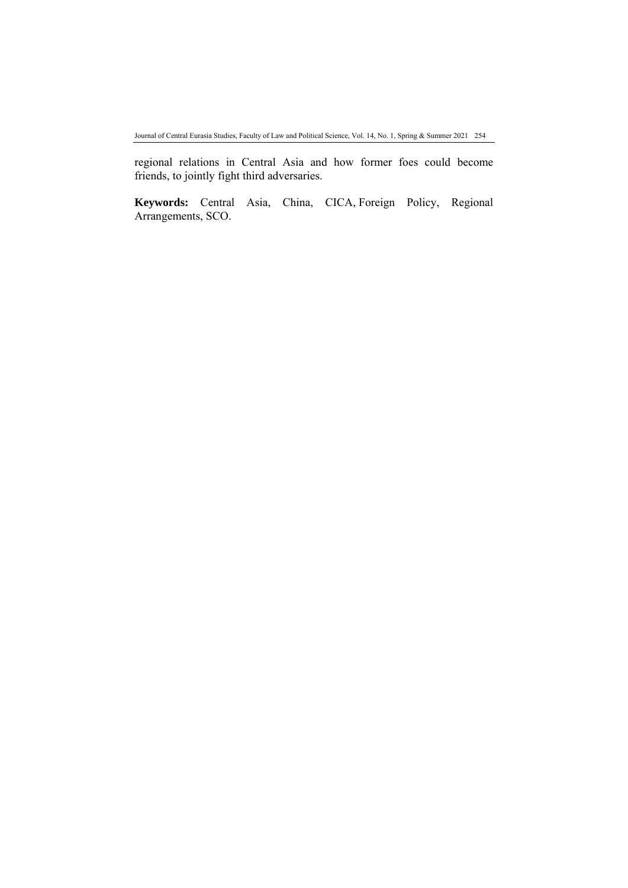regional relations in Central Asia and how former foes could become friends, to jointly fight third adversaries.

**Keywords:** Central Asia, China, CICA, Foreign Policy, Regional Arrangements, SCO.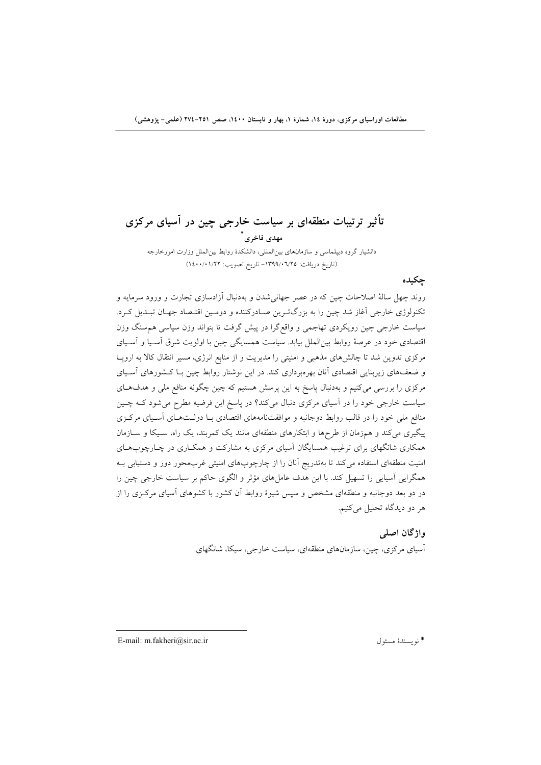# تأثیر ترتیبات منطقه‌ای بر سیاست خارجی چین در آسیای مرکزی

**مهدی فاخری***

دانشیار گروه دیپلماسی و سازمان‌های بین‌المللی، دانشکدهٔ روابط بین‌الملل وزارت امورخارجه

(تاریخ دریافت: ۱۳۹۹/۰۶/۲۵- تاریخ تصویب: ۱۴۰۰/۰۱/۲۲)

## چکیده

روند چهل سالهٔ اصلاحات چین که در عصر جهانی‌شدن و به‌دنبال آزادسازی تجارت و ورود سرمایه و تکنولوژی خارجی آغاز شد چین را به بزرگ‌ترین صادرکننده و دومین اقتصاد جهان تبدیل کرد. سیاست خارجی چین رویکردی تهاجمی و واقع‌گرا در پیش گرفت تا بتواند وزن سیاسی هم‌سنگ وزن اقتصادی خود در عرصهٔ روابط بین‌الملل بیابد. سیاست همسایگی چین با اولویت شرق آسیا و آسیای مرکزی تدوین شد تا چالش‌های مذهبی و امنیتی را مدیریت و از منابع انرژی، مسیر انتقال کالا به اروپا و ضعف‌های زیربنایی اقتصادی آنان بهره‌برداری کند. در این نوشتار روابط چین با کشورهای آسیای مرکزی را بررسی می‌کنیم و به‌دنبال پاسخ به این پرسش هستیم که چین چگونه منافع ملی و هدف‌های سیاست خارجی خود را در آسیای مرکزی دنبال می‌کند؟ در پاسخ این فرضیه مطرح می‌شود که چین منافع ملی خود را در قالب روابط دوجانبه و موافقت‌نامه‌های اقتصادی با دولت‌های آسیای مرکزی پیگیری می‌کند و هم‌زمان از طرح‌ها و ابتکارهای منطقه‌ای مانند یک کمربند، یک راه، سیکا و سازمان همکاری شانگهای برای ترغیب همسایگان آسیای مرکزی به مشارکت و همکاری در چارچوب‌های امنیت منطقه‌ای استفاده می‌کند تا به‌تدریج آنان را از چارچوب‌های امنیتی غرب‌محور دور و دستیابی به همگرایی آسیایی را تسهیل کند. با این هدف عامل‌های مؤثر و الگوی حاکم بر سیاست خارجی چین را در دو بعد دوجانبه و منطقه‌ای مشخص و سپس شیوهٔ روابط آن کشور با کشورهای آسیای مرکزی را از هر دو دیدگاه تحلیل می‌کنیم.

## واژگان اصلی

آسیای مرکزی، چین، سازمان‌های منطقه‌ای، سیاست خارجی، سیکا، شانگهای.

---

* نویسندهٔ مسئول　E-mail: m.fakheri@sir.ac.ir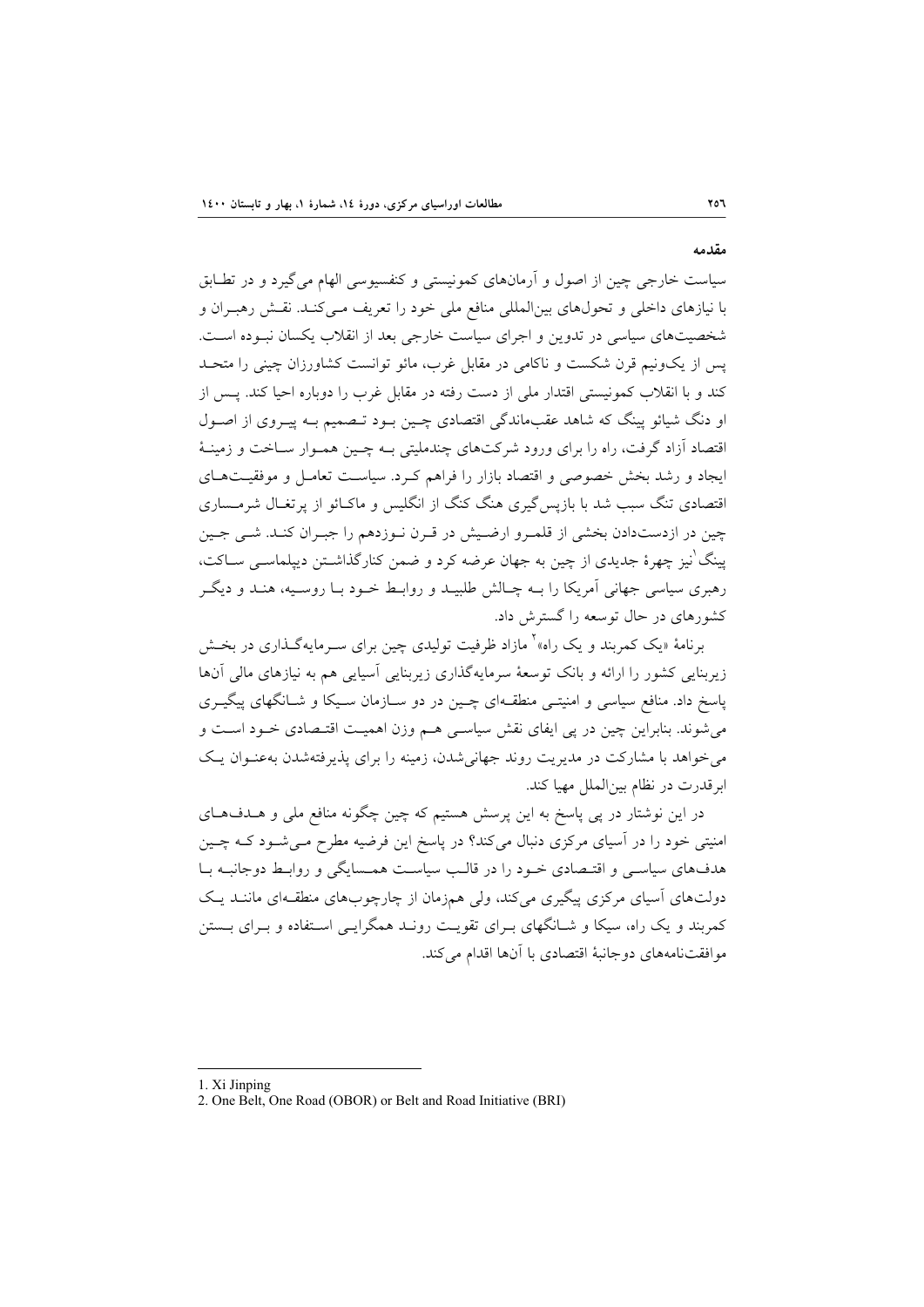## مقدمه

سیاست خارجی چین از اصول و آرمان‌های کمونیستی و کنفسیوسی الهام می‌گیرد و در تطابق با نیازهای داخلی و تحول‌های بین‌المللی منافع ملی خود را تعریف می‌کند. نقش رهبران و شخصیت‌های سیاسی در تدوین و اجرای سیاست خارجی بعد از انقلاب یکسان نبوده است. پس از یک‌ونیم قرن شکست و ناکامی در مقابل غرب، مائو توانست کشاورزان چینی را متحد کند و با انقلاب کمونیستی اقتدار ملی از دست رفته در مقابل غرب را دوباره احیا کند. پس از او دنگ شیائو پینگ که شاهد عقب‌ماندگی اقتصادی چین بود تصمیم به پیروی از اصول اقتصاد آزاد گرفت، راه را برای ورود شرکت‌های چندملیتی به چین هموار ساخت و زمینهٔ ایجاد و رشد بخش خصوصی و اقتصاد بازار را فراهم کرد. سیاست تعامل و موفقیت‌های اقتصادی تنگ سبب شد با بازپس‌گیری هنگ کنگ از انگلیس و ماکائو از پرتغال شرمساری چین در ازدست‌دادن بخشی از قلمرو ارضیش در قرن نوزدهم را جبران کند. شی جین پینگ[1] نیز چهرهٔ جدیدی از چین به جهان عرضه کرد و ضمن کنارگذاشتن دیپلماسی ساکت، رهبری سیاسی جهانی آمریکا را به چالش طلبید و روابط خود با روسیه، هند و دیگر کشورهای در حال توسعه را گسترش داد.

برنامهٔ «یک کمربند و یک راه»[2] مازاد ظرفیت تولیدی چین برای سرمایه‌گذاری در بخش زیربنایی کشور را ارائه و بانک توسعهٔ سرمایه‌گذاری زیربنایی آسیایی هم به نیازهای مالی آن‌ها پاسخ داد. منافع سیاسی و امنیتی منطقه‌ای چین در دو سازمان سیکا و شانگهای پیگیری می‌شوند. بنابراین چین در پی ایفای نقش سیاسی هم وزن اهمیت اقتصادی خود است و می‌خواهد با مشارکت در مدیریت روند جهانی‌شدن، زمینه را برای پذیرفته‌شدن به‌عنوان یک ابرقدرت در نظام بین‌الملل مهیا کند.

در این نوشتار در پی پاسخ به این پرسش هستیم که چین چگونه منافع ملی و هدف‌های امنیتی خود را در آسیای مرکزی دنبال می‌کند؟ در پاسخ این فرضیه مطرح می‌شود که چین هدف‌های سیاسی و اقتصادی خود را در قالب سیاست همسایگی و روابط دوجانبه با دولت‌های آسیای مرکزی پیگیری می‌کند، ولی هم‌زمان از چارچوب‌های منطقه‌ای مانند یک کمربند و یک راه، سیکا و شانگهای برای تقویت روند همگرایی استفاده و برای بستن موافقت‌نامه‌های دوجانبهٔ اقتصادی با آن‌ها اقدام می‌کند.

---

1. Xi Jinping
2. One Belt, One Road (OBOR) or Belt and Road Initiative (BRI)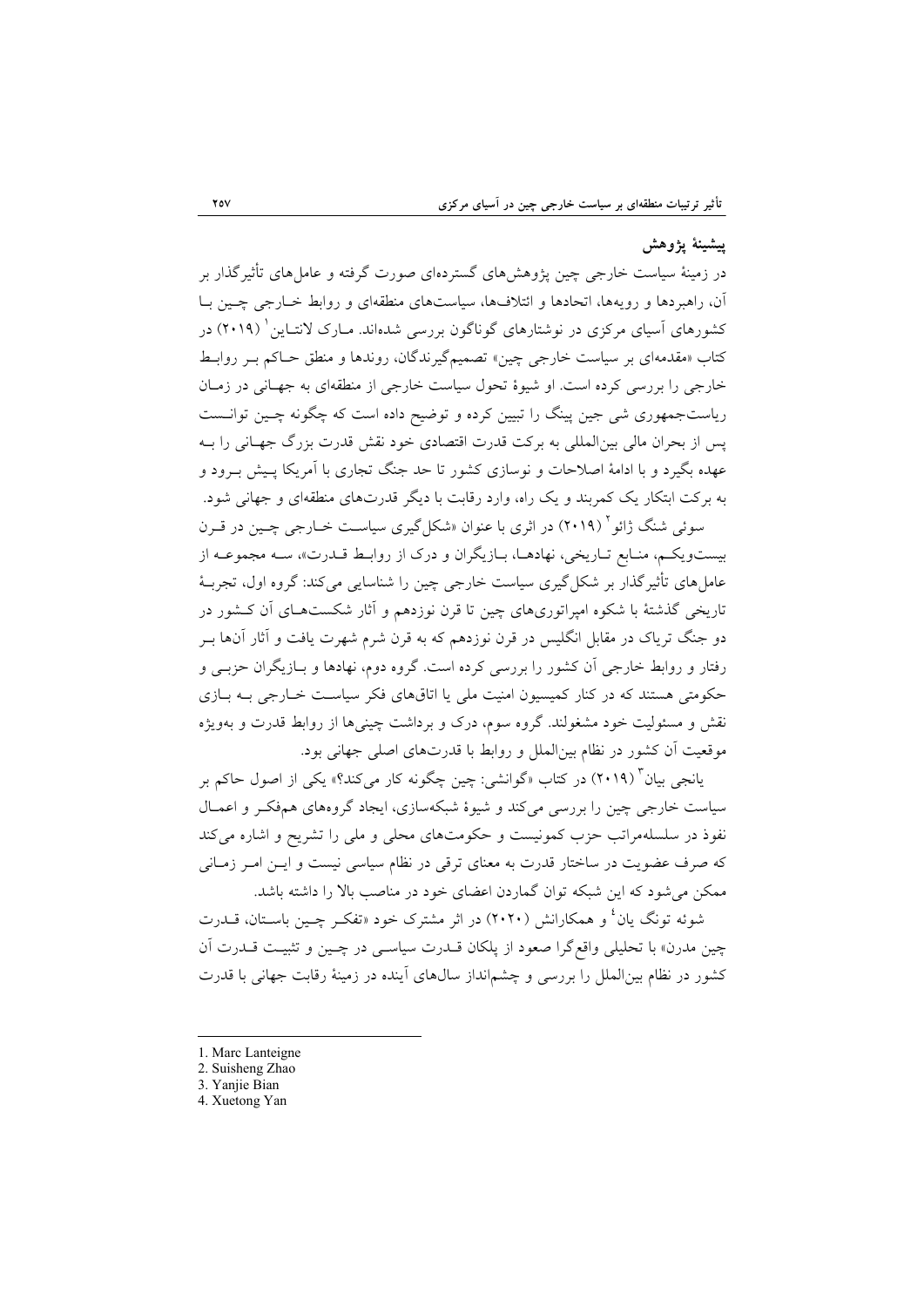## پیشینهٔ پژوهش

در زمینهٔ سیاست خارجی چین پژوهش‌های گسترده‌ای صورت گرفته و عامل‌های تأثیرگذار بر آن، راهبردها و رویه‌ها، اتحادها و ائتلاف‌ها، سیاست‌های منطقه‌ای و روابط خارجی چین با کشورهای آسیای مرکزی در نوشتارهای گوناگون بررسی شده‌اند. مارک لانتاین[1] (۲۰۱۹) در کتاب «مقدمه‌ای بر سیاست خارجی چین» تصمیم‌گیرندگان، روندها و منطق حاکم بر روابط خارجی را بررسی کرده است. او شیوهٔ تحول سیاست خارجی از منطقه‌ای به جهانی در زمان ریاست‌جمهوری شی جین پینگ را تبیین کرده و توضیح داده است که چگونه چین توانست پس از بحران مالی بین‌المللی به برکت قدرت اقتصادی خود نقش قدرت بزرگ جهانی را به عهده بگیرد و با ادامهٔ اصلاحات و نوسازی کشور تا حد جنگ تجاری با آمریکا پیش برود و به برکت ابتکار یک کمربند و یک راه، وارد رقابت با دیگر قدرت‌های منطقه‌ای و جهانی شود.

سوئی شنگ ژائو[2] (۲۰۱۹) در اثری با عنوان «شکل‌گیری سیاست خارجی چین در قرن بیست‌ویکم، منابع تاریخی، نهادها، بازیگران و درک از روابط قدرت»، سه مجموعه از عامل‌های تأثیرگذار بر شکل‌گیری سیاست خارجی چین را شناسایی می‌کند: گروه اول، تجربهٔ تاریخی گذشتهٔ با شکوه امپراتوری‌های چین تا قرن نوزدهم و آثار شکست‌های آن کشور در دو جنگ تریاک در مقابل انگلیس در قرن نوزدهم که به قرن شرم شهرت یافت و آثار آن‌ها بر رفتار و روابط خارجی آن کشور را بررسی کرده است. گروه دوم، نهادها و بازیگران حزبی و حکومتی هستند که در کنار کمیسیون امنیت ملی یا اتاق‌های فکر سیاست خارجی به بازی نقش و مسئولیت خود مشغولند. گروه سوم، درک و برداشت چینی‌ها از روابط قدرت و به‌ویژه موقعیت آن کشور در نظام بین‌الملل و روابط با قدرت‌های اصلی جهانی بود.

یانجی بیان[3] (۲۰۱۹) در کتاب «گوانشی: چین چگونه کار می‌کند؟» یکی از اصول حاکم بر سیاست خارجی چین را بررسی می‌کند و شیوهٔ شبکه‌سازی، ایجاد گروه‌های هم‌فکر و اعمال نفوذ در سلسله‌مراتب حزب کمونیست و حکومت‌های محلی و ملی را تشریح و اشاره می‌کند که صرف عضویت در ساختار قدرت به معنای ترقی در نظام سیاسی نیست و این امر زمانی ممکن می‌شود که این شبکه توان گماردن اعضای خود در مناصب بالا را داشته باشد.

شوئه تونگ یان[4] و همکارانش (۲۰۲۰) در اثر مشترک خود «تفکر چین باستان، قدرت چین مدرن» با تحلیلی واقع‌گرا صعود از پلکان قدرت سیاسی در چین و تثبیت قدرت آن کشور در نظام بین‌الملل را بررسی و چشم‌انداز سال‌های آینده در زمینهٔ رقابت جهانی با قدرت

---

1. Marc Lanteigne
2. Suisheng Zhao
3. Yanjie Bian
4. Xuetong Yan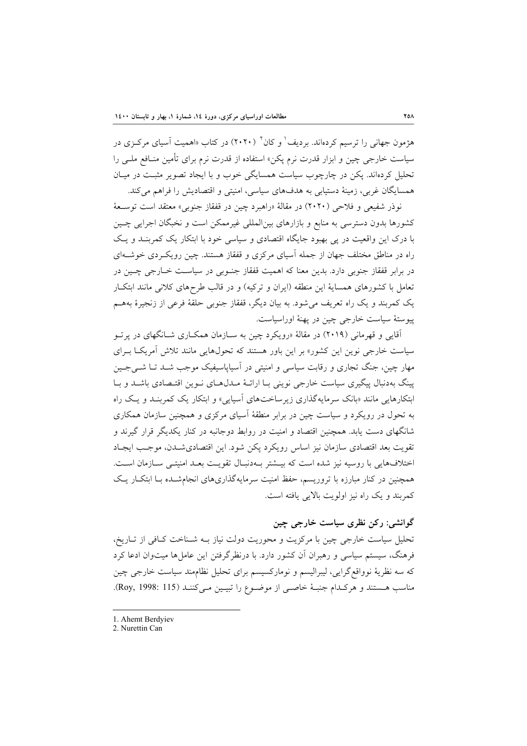هژمون جهانی را ترسیم کرده‌اند. بردیف[1] و کان[2] (۲۰۲۰) در کتاب «اهمیت آسیای مرکزی در سیاست خارجی چین و ابزار قدرت نرم پکن» استفاده از قدرت نرم برای تأمین منافع ملی را تحلیل کرده‌اند. پکن در چارچوب سیاست همسایگی خوب و با ایجاد تصویر مثبت در میان همسایگان غربی، زمینهٔ دستیابی به هدف‌های سیاسی، امنیتی و اقتصادیش را فراهم می‌کند.

نوذر شفیعی و فلاحی (۲۰۲۰) در مقالهٔ «راهبرد چین در قفقاز جنوبی» معتقد است توسعهٔ کشورها بدون دسترسی به منابع و بازارهای بین‌المللی غیرممکن است و نخبگان اجرایی چین با درک این واقعیت در پی بهبود جایگاه اقتصادی و سیاسی خود با ابتکار یک کمربند و یک راه در مناطق مختلف جهان از جمله آسیای مرکزی و قفقاز هستند. چین رویکردی خوشه‌ای در برابر قفقاز جنوبی دارد. بدین معنا که اهمیت قفقاز جنوبی در سیاست خارجی چین در تعامل با کشورهای همسایهٔ این منطقه (ایران و ترکیه) و در قالب طرح‌های کلانی مانند ابتکار یک کمربند و یک راه تعریف می‌شود. به بیان دیگر، قفقاز جنوبی حلقهٔ فرعی از زنجیرهٔ بههم پیوستهٔ سیاست خارجی چین در پهنهٔ اوراسیاست.

آقایی و قهرمانی (۲۰۱۹) در مقالهٔ «رویکرد چین به سازمان همکاری شانگهای در پرتو سیاست خارجی نوین این کشور» بر این باور هستند که تحول‌هایی مانند تلاش آمریکا برای مهار چین، جنگ تجاری و رقابت سیاسی و امنیتی در آسیاپاسیفیک موجب شد تا شی‌جین پینگ به‌دنبال پیگیری سیاست خارجی نوینی با ارائهٔ مدل‌های نوین اقتصادی باشد و با ابتکارهایی مانند «بانک سرمایه‌گذاری زیرساخت‌های آسیایی» و ابتکار یک کمربند و یک راه به تحول در رویکرد و سیاست چین در برابر منطقهٔ آسیای مرکزی و همچنین سازمان همکاری شانگهای دست یابد. همچنین اقتصاد و امنیت در روابط دوجانبه در کنار یکدیگر قرار گیرند و تقویت بعد اقتصادی سازمان نیز اساس رویکرد پکن شود. این اقتصادی‌شدن، موجب ایجاد اختلاف‌هایی با روسیه نیز شده است که بیشتر به‌دنبال تقویت بعد امنیتی سازمان است. همچنین در کنار مبارزه با تروریسم، حفظ امنیت سرمایه‌گذاری‌های انجام‌شده با ابتکار یک کمربند و یک راه نیز اولویت بالایی یافته است.

## گوانشی: رکن نظری سیاست خارجی چین

تحلیل سیاست خارجی چین با مرکزیت و محوریت دولت نیاز به شناخت کافی از تاریخ، فرهنگ، سیستم سیاسی و رهبران آن کشور دارد. با درنظرگرفتن این عامل‌ها میتوان ادعا کرد که سه نظریهٔ نوواقع‌گرایی، لیبرالیسم و نومارکسیسم برای تحلیل نظام‌مند سیاست خارجی چین مناسب هستند و هرکدام جنبهٔ خاصی از موضوع را تبیین می‌کنند (Roy, 1998: 115).

---

1. Ahemt Berdyiev
2. Nurettin Can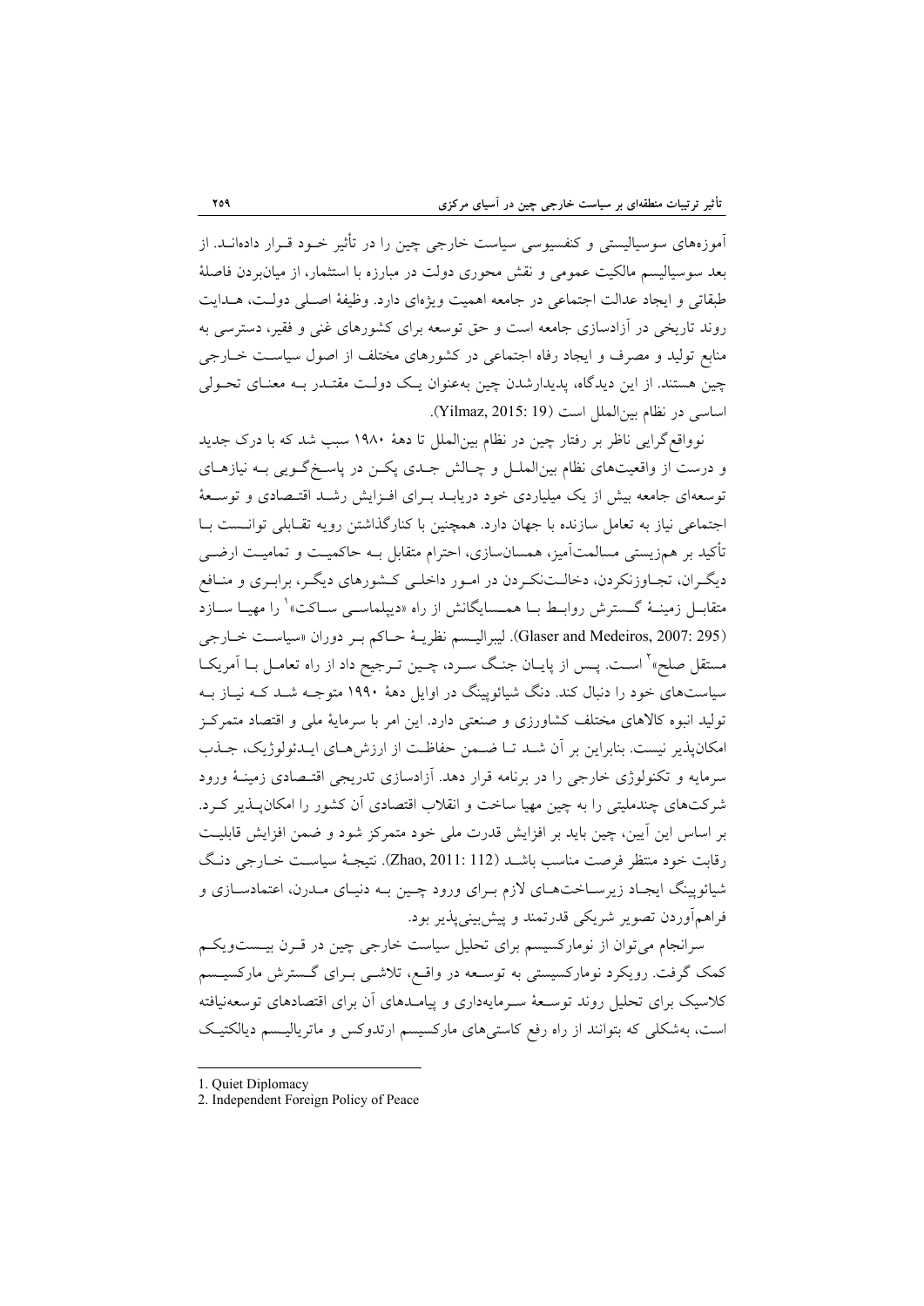آموزه‌های سوسیالیستی و کنفسیوسی سیاست خارجی چین را در تأثیر خـود قـرار داده‌انـد. از بعد سوسیالیسم مالکیت عمومی و نقش محوری دولت در مبارزه با استثمار، از میان‌بردن فاصلهٔ طبقاتی و ایجاد عدالت اجتماعی در جامعه اهمیت ویژه‌ای دارد. وظیفهٔ اصـلی دولـت، هـدایت روند تاریخی در آزادسازی جامعه است و حق توسعه برای کشورهای غنی و فقیر، دسترسی به منابع تولید و مصرف و ایجاد رفاه اجتماعی در کشورهای مختلف از اصول سیاسـت خـارجی چین هستند. از این دیدگاه، پدیدارشدن چین به‌عنوان یـک دولـت مقتـدر بـه معنـای تحـولی اساسی در نظام بین‌الملل است (Yilmaz, 2015: 19).

نوواقع‌گرایی ناظر بر رفتار چین در نظام بین‌الملل تا دهۀ ۱۹۸۰ سبب شد که با درک جدید و درست از واقعیت‌های نظام بین‌الملـل و چـالش جـدی پکـن در پاسـخ‌گـویی بـه نیازهـای توسعه‌ای جامعه بیش از یک میلیاردی خود دریابـد بـرای افـزایش رشـد اقتـصادی و توسـعهٔ اجتماعی نیاز به تعامل سازنده با جهان دارد. همچنین با کنارگذاشتن رویه تقـابلی توانـست بـا تأکید بر هم‌زیستی مسالمت‌آمیز، همسان‌سازی، احترام متقابل بـه حاکمیـت و تمامیـت ارضـی دیگـران، تجـاوزنکردن، دخالـت‌نکـردن در امـور داخلـی کـشورهای دیگـر، برابـری و منـافع متقابـل زمینـهٔ گـسترش روابـط بـا همـسایگانش از راه «دیپلماسـی سـاکت»[1] را مهیـا سـازد (Glaser and Medeiros, 2007: 295). لیبرالیـسم نظریـهٔ حـاکم بـر دوران «سیاسـت خـارجی مستقل صلح»[2] اسـت. پـس از پایـان جنـگ سـرد، چـین تـرجیح داد از راه تعامـل بـا آمریکـا سیاست‌های خود را دنبال کند. دنگ شیائوپینگ در اوایل دهۀ ۱۹۹۰ متوجـه شـد کـه نیـاز بـه تولید انبوه کالاهای مختلف کشاورزی و صنعتی دارد. این امر با سرمایهٔ ملی و اقتصاد متمرکـز امکان‌پذیر نیست. بنابراین بر آن شـد تـا ضـمن حفاظـت از ارزش‌هـای ایـدئولوژیک، جـذب سرمایه و تکنولوژی خارجی را در برنامه قرار دهد. آزادسازی تدریجی اقتـصادی زمینـهٔ ورود شرکت‌های چندملیتی را به چین مهیا ساخت و انقلاب اقتصادی آن کشور را امکان‌پـذیر کـرد. بر اساس این آیین، چین باید بر افزایش قدرت ملی خود متمرکز شود و ضمن افزایش قابلیـت رقابت خود منتظر فرصت مناسب باشـد (Zhao, 2011: 112). نتیجـهٔ سیاسـت خـارجی دنـگ شیائوپینگ ایجـاد زیرسـاخت‌هـای لازم بـرای ورود چـین بـه دنیـای مـدرن، اعتمادسـازی و فراهم‌آوردن تصویر شریکی قدرتمند و پیش‌بینی‌پذیر بود.

سرانجام می‌توان از نومارکسیسم برای تحلیل سیاست خارجی چین در قـرن بیـست‌ویکـم کمک گرفت. رویکرد نومارکسیستی به توسـعه در واقـع، تلاشـی بـرای گـسترش مارکسیـسم کلاسیک برای تحلیل روند توسـعهٔ سـرمایه‌داری و پیامـدهای آن برای اقتصادهای توسعه‌نیافته است، به‌شکلی که بتوانند از راه رفع کاستی‌های مارکسیسم ارتدوکس و ماتریالیـسم دیالکتیـک

---

1. Quiet Diplomacy
2. Independent Foreign Policy of Peace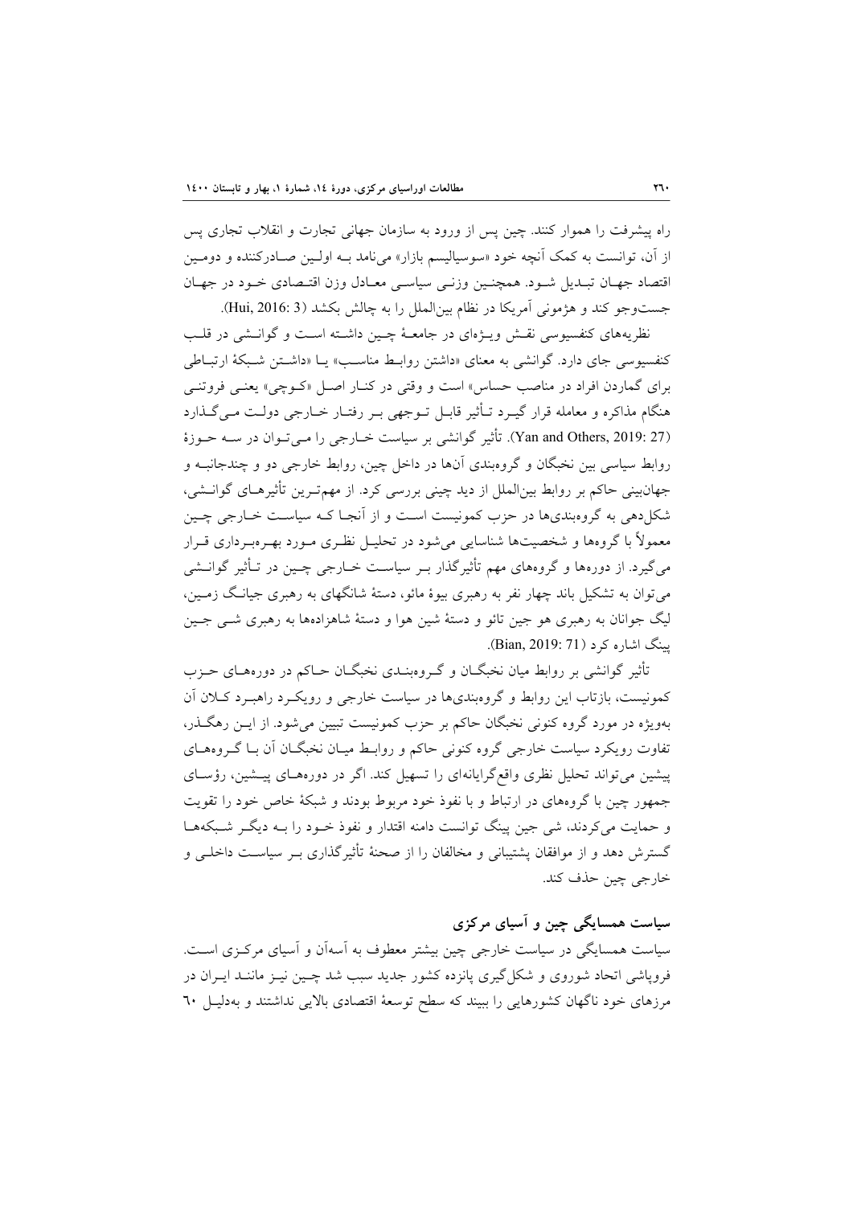راه پیشرفت را هموار کنند. چین پس از ورود به سازمان جهانی تجارت و انقلاب تجاری پس از آن، توانست به کمک آنچه خود «سوسیالیسم بازار» می‌نامد بـه اولـین صـادرکننده و دومـین اقتصاد جهـان تبـدیل شـود. همچنـین وزنـی سیاسـی معـادل وزن اقتـصادی خـود در جهـان جست‌وجو کند و هژمونی آمریکا در نظام بین‌الملل را به چالش بکشد (Hui, 2016: 3).

نظریه‌های کنفسیوسی نقـش ویـژه‌ای در جامعـۀ چـین داشـته اسـت و گوانـشی در قلـب کنفسیوسی جای دارد. گوانشی به معنای «داشتن روابـط مناسـب» یـا «داشـتن شـبکۀ ارتبـاطی برای گماردن افراد در مناصب حساس» است و وقتی در کنـار اصـل «کـوچی» یعنـی فروتنـی هنگام مذاکره و معامله قرار گیـرد تـأثیر قابـل تـوجهی بـر رفتـار خـارجی دولـت مـی‌گـذارد (Yan and Others, 2019: 27). تأثیر گوانشی بر سیاست خـارجی را مـی‌تـوان در سـه حـوزۀ روابط سیاسی بین نخبگان و گروه‌بندی آن‌ها در داخل چین، روابط خارجی دو و چندجانبـه و جهان‌بینی حاکم بر روابط بین‌الملل از دید چینی بررسی کرد. از مهم‌تـرین تأثیرهـای گوانـشی، شکل‌دهی به گروه‌بندی‌ها در حزب کمونیست اسـت و از آنجـا کـه سیاسـت خـارجی چـین معمولاً با گروه‌ها و شخصیت‌ها شناسایی می‌شود در تحلیـل نظـری مـورد بهـره‌بـرداری قـرار می‌گیرد. از دوره‌ها و گروه‌های مهم تأثیرگذار بـر سیاسـت خـارجی چـین در تـأثیر گوانـشی می‌توان به تشکیل باند چهار نفر به رهبری بیوۀ مائو، دستۀ شانگهای به رهبری جیانـگ زمـین، لیگ جوانان به رهبری هو جین تائو و دستۀ شین هوا و دستۀ شاهزاده‌ها به رهبری شـی جـین پینگ اشاره کرد (Bian, 2019: 71).

تأثیر گوانشی بر روابط میان نخبگـان و گـروه‌بنـدی نخبگـان حـاکم در دوره‌هـای حـزب کمونیست، بازتاب این روابط و گروه‌بندی‌ها در سیاست خارجی و رویکـرد راهبـرد کـلان آن به‌ویژه در مورد گروه کنونی نخبگان حاکم بر حزب کمونیست تبیین می‌شود. از ایـن رهگـذر، تفاوت رویکرد سیاست خارجی گروه کنونی حاکم و روابـط میـان نخبگـان آن بـا گـروه‌هـای پیشین می‌تواند تحلیل نظری واقع‌گرایانه‌ای را تسهیل کند. اگر در دوره‌هـای پیـشین، رؤسـای جمهور چین با گروه‌های در ارتباط و با نفوذ خود مربوط بودند و شبکۀ خاص خود را تقویت و حمایت می‌کردند، شی جین پینگ توانست دامنه اقتدار و نفوذ خـود را بـه دیگـر شـبکه‌هـا گسترش دهد و از موافقان پشتیبانی و مخالفان را از صحنۀ تأثیرگذاری بـر سیاسـت داخلـی و خارجی چین حذف کند.

## سیاست همسایگی چین و آسیای مرکزی

سیاست همسایگی در سیاست خارجی چین بیشتر معطوف به آسه‌آن و آسیای مرکـزی اسـت. فروپاشی اتحاد شوروی و شکل‌گیری پانزده کشور جدید سبب شد چـین نیـز ماننـد ایـران در مرزهای خود ناگهان کشورهایی را ببیند که سطح توسعۀ اقتصادی بالایی نداشتند و به‌دلیـل ٦٠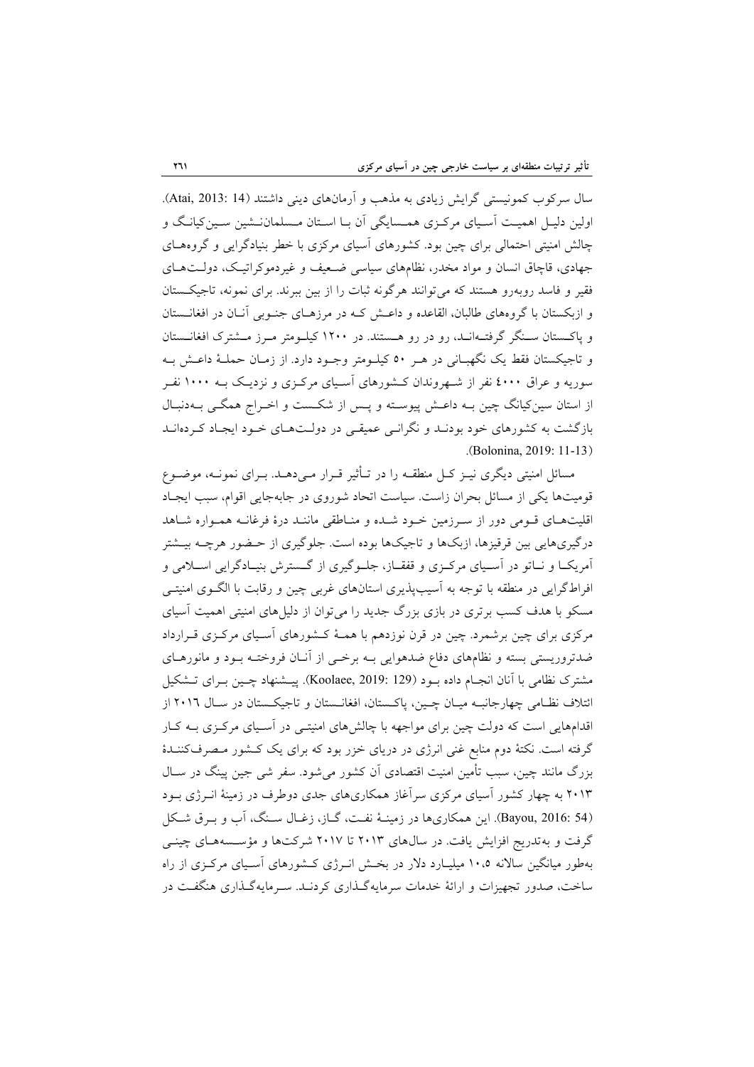سال سرکوب کمونیستی گرایش زیادی به مذهب و آرمان‌های دینی داشتند (Atai, 2013: 14). اولین دلیل اهمیت آسیای مرکزی همسایگی آن با استان مسلمان‌نشین سین‌کیانگ و چالش امنیتی احتمالی برای چین بود. کشورهای آسیای مرکزی با خطر بنیادگرایی و گروه‌های جهادی، قاچاق انسان و مواد مخدر، نظام‌های سیاسی ضعیف و غیردموکراتیک، دولت‌های فقیر و فاسد روبه‌رو هستند که می‌توانند هرگونه ثبات را از بین ببرند. برای نمونه، تاجیکستان و ازبکستان با گروه‌های طالبان، القاعده و داعش که در مرزهای جنوبی آنان در افغانستان و پاکستان سنگر گرفته‌اند، رو در رو هستند. در ۱۲۰۰ کیلومتر مرز مشترک افغانستان و تاجیکستان فقط یک نگهبانی در هر ۵۰ کیلومتر وجود دارد. از زمان حملهٔ داعش به سوریه و عراق ٤٠٠٠ نفر از شهروندان کشورهای آسیای مرکزی و نزدیک به ۱۰۰۰ نفر از استان سین‌کیانگ چین به داعش پیوسته و پس از شکست و اخراج همگی به‌دنبال بازگشت به کشورهای خود بودند و نگرانی عمیقی در دولت‌های خود ایجاد کرده‌اند (Bolonina, 2019: 11-13).

مسائل امنیتی دیگری نیز کل منطقه را در تأثیر قرار می‌دهد. برای نمونه، موضوع قومیت‌ها یکی از مسائل بحران زاست. سیاست اتحاد شوروی در جابه‌جایی اقوام، سبب ایجاد اقلیت‌های قومی دور از سرزمین خود شده و مناطقی مانند درهٔ فرغانه همواره شاهد درگیری‌هایی بین قرقیزها، ازبک‌ها و تاجیک‌ها بوده است. جلوگیری از حضور هرچه بیشتر آمریکا و ناتو در آسیای مرکزی و قفقاز، جلوگیری از گسترش بنیادگرایی اسلامی و افراط‌گرایی در منطقه با توجه به آسیب‌پذیری استان‌های غربی چین و رقابت با الگوی امنیتی مسکو با هدف کسب برتری در بازی بزرگ جدید را می‌توان از دلیل‌های امنیتی اهمیت آسیای مرکزی برای چین برشمرد. چین در قرن نوزدهم با همهٔ کشورهای آسیای مرکزی قرارداد ضدتروریستی بسته و نظام‌های دفاع ضدهوایی به برخی از آنان فروخته بود و مانورهای مشترک نظامی با آنان انجام داده بود (Koolaee, 2019: 129). پیشنهاد چین برای تشکیل ائتلاف نظامی چهارجانبه میان چین، پاکستان، افغانستان و تاجیکستان در سال ۲۰۱٦ از اقدام‌هایی است که دولت چین برای مواجهه با چالش‌های امنیتی در آسیای مرکزی به کار گرفته است. نکتهٔ دوم منابع غنی انرژی در دریای خزر بود که برای یک کشور مصرف‌کنندهٔ بزرگ مانند چین، سبب تأمین امنیت اقتصادی آن کشور می‌شود. سفر شی جین پینگ در سال ۲۰۱۳ به چهار کشور آسیای مرکزی سرآغاز همکاری‌های جدی دوطرف در زمینهٔ انرژی بود (Bayou, 2016: 54). این همکاری‌ها در زمینهٔ نفت، گاز، زغال سنگ، آب و برق شکل گرفت و به‌تدریج افزایش یافت. در سال‌های ۲۰۱۳ تا ۲۰۱۷ شرکت‌ها و مؤسسه‌های چینی به‌طور میانگین سالانه ۱۰،۵ میلیارد دلار در بخش انرژی کشورهای آسیای مرکزی از راه ساخت، صدور تجهیزات و ارائهٔ خدمات سرمایه‌گذاری کردند. سرمایه‌گذاری هنگفت در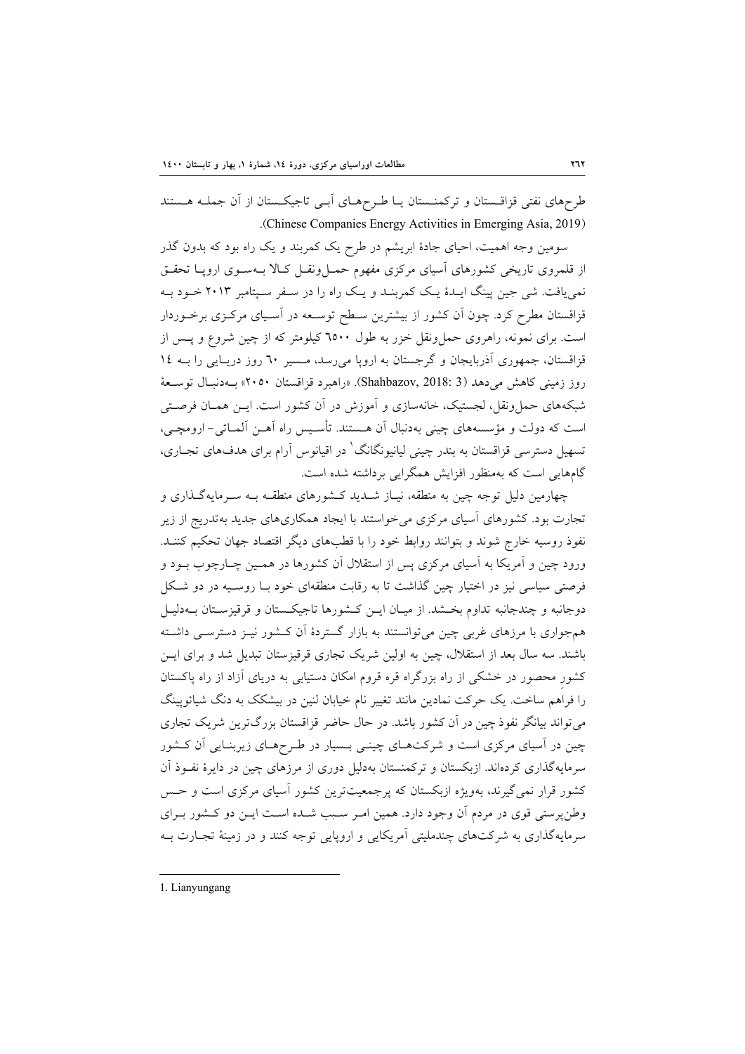طرح‌های نفتی قزاقستان و ترکمنستان یا طرح‌های آبی تاجیکستان از آن جمله هستند (Chinese Companies Energy Activities in Emerging Asia, 2019).

سومین وجه اهمیت، احیای جادۀ ابریشم در طرح یک کمربند و یک راه بود که بدون گذر از قلمروی تاریخی کشورهای آسیای مرکزی مفهوم حمل‌ونقل کالا به‌سوی اروپا تحقق نمی‌یافت. شی جین پینگ ایدۀ یک کمربند و یک راه را در سفر سپتامبر ۲۰۱۳ خود به قزاقستان مطرح کرد. چون آن کشور از بیشترین سطح توسعه در آسیای مرکزی برخوردار است. برای نمونه، راهروی حمل‌ونقل خزر به طول ٦٥٠٠ کیلومتر که از چین شروع و پس از قزاقستان، جمهوری آذربایجان و گرجستان به اروپا می‌رسد، مسیر ٦٠ روز دریایی را به ١٤ روز زمینی کاهش می‌دهد (Shahbazov, 2018: 3). «راهبرد قزاقستان ۲۰۵۰» به‌دنبال توسعۀ شبکه‌های حمل‌ونقل، لجستیک، خانه‌سازی و آموزش در آن کشور است. این همان فرصتی است که دولت و مؤسسه‌های چینی به‌دنبال آن هستند. تأسیس راه آهن آلماتی- اروموچی، تسهیل دسترسی قزاقستان به بندر چینی لیانیونگانگ[1] در اقیانوس آرام برای هدف‌های تجاری، گام‌هایی است که به‌منظور افزایش همگرایی برداشته شده است.

چهارمین دلیل توجه چین به منطقه، نیاز شدید کشورهای منطقه به سرمایه‌گذاری و تجارت بود. کشورهای آسیای مرکزی می‌خواستند با ایجاد همکاری‌های جدید به‌تدریج از زیر نفوذ روسیه خارج شوند و بتوانند روابط خود را با قطب‌های دیگر اقتصاد جهان تحکیم کنند. ورود چین و آمریکا به آسیای مرکزی پس از استقلال آن کشورها در همین چارچوب بود و فرصتی سیاسی نیز در اختیار چین گذاشت تا به رقابت منطقه‌ای خود با روسیه در دو شکل دوجانبه و چندجانبه تداوم بخشد. از میان این کشورها تاجیکستان و قرقیزستان به‌دلیل هم‌جواری با مرزهای غربی چین می‌توانستند به بازار گستردۀ آن کشور نیز دسترسی داشته باشند. سه سال بعد از استقلال، چین به اولین شریک تجاری قرقیزستان تبدیل شد و برای این کشور محصور در خشکی از راه بزرگراه قره قروم امکان دستیابی به دریای آزاد از راه پاکستان را فراهم ساخت. یک حرکت نمادین مانند تغییر نام خیابان لنین در بیشکک به دنگ شیائوپینگ می‌تواند بیانگر نفوذ چین در آن کشور باشد. در حال حاضر قزاقستان بزرگ‌ترین شریک تجاری چین در آسیای مرکزی است و شرکت‌های چینی بسیار در طرح‌های زیربنایی آن کشور سرمایه‌گذاری کرده‌اند. ازبکستان و ترکمنستان به‌دلیل دوری از مرزهای چین در دایرۀ نفوذ آن کشور قرار نمی‌گیرند، به‌ویژه ازبکستان که پرجمعیت‌ترین کشور آسیای مرکزی است و حس وطن‌پرستی قوی در مردم آن وجود دارد. همین امر سبب شده است این دو کشور برای سرمایه‌گذاری به شرکت‌های چندملیتی آمریکایی و اروپایی توجه کنند و در زمینۀ تجارت به

---

1. Lianyungang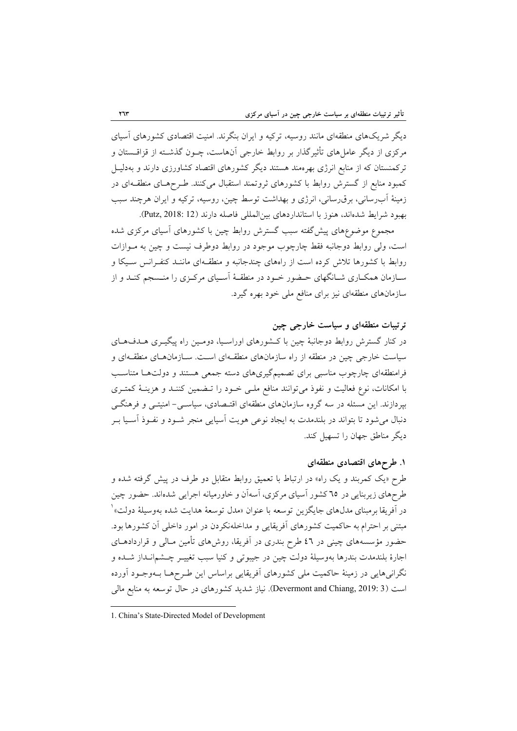دیگر شریک‌های منطقه‌ای مانند روسیه، ترکیه و ایران بنگرند. امنیت اقتصادی کشورهای آسیای مرکزی از دیگر عامل‌های تأثیرگذار بر روابط خارجی آن‌هاست، چون گذشته از قزاقستان و ترکمنستان که از منابع انرژی بهره‌مند هستند دیگر کشورهای اقتصاد کشاورزی دارند و به‌دلیل کمبود منابع از گسترش روابط با کشورهای ثروتمند استقبال می‌کنند. طرح‌های منطقه‌ای در زمینهٔ آب‌رسانی، برق‌رسانی، انرژی و بهداشت توسط چین، روسیه، ترکیه و ایران هرچند سبب بهبود شرایط شده‌اند، هنوز با استانداردهای بین‌المللی فاصله دارند (Putz, 2018: 12).

مجموع موضوع‌های پیش‌گفته سبب گسترش روابط چین با کشورهای آسیای مرکزی شده است، ولی روابط دوجانبه فقط چارچوب موجود در روابط دوطرف نیست و چین به موازات روابط با کشورها تلاش کرده است از راه‌های چندجانبه و منطقه‌ای مانند کنفرانس سیکا و سازمان همکاری شانگهای حضور خود در منطقهٔ آسیای مرکزی را منسجم کند و از سازمان‌های منطقه‌ای نیز برای منافع ملی خود بهره گیرد.

## ترتیبات منطقه‌ای و سیاست خارجی چین

در کنار گسترش روابط دوجانبهٔ چین با کشورهای اوراسیا، دومین راه پیگیری هدف‌های سیاست خارجی چین در منطقه از راه سازمان‌های منطقه‌ای است. سازمان‌های منطقه‌ای و فرامنطقه‌ای چارچوب مناسبی برای تصمیم‌گیری‌های دسته جمعی هستند و دولت‌ها متناسب با امکانات، نوع فعالیت و نفوذ می‌توانند منافع ملی خود را تضمین کنند و هزینهٔ کمتری بپردازند. این مسئله در سه گروه سازمان‌های منطقه‌ای اقتصادی، سیاسی- امنیتی و فرهنگی دنبال می‌شود تا بتواند در بلندمدت به ایجاد نوعی هویت آسیایی منجر شود و نفوذ آسیا بر دیگر مناطق جهان را تسهیل کند.

### ۱. طرح‌های اقتصادی منطقه‌ای

طرح «یک کمربند و یک راه» در ارتباط با تعمیق روابط متقابل دو طرف در پیش گرفته شده و طرح‌های زیربنایی در ٦٥ کشور آسیای مرکزی، آسه‌آن و خاورمیانه اجرایی شده‌اند. حضور چین در آفریقا برمبنای مدل‌های جایگزین توسعه با عنوان «مدل توسعهٔ هدایت شده به‌وسیلهٔ دولت»[1] مبتنی بر احترام به حاکمیت کشورهای آفریقایی و مداخله‌نکردن در امور داخلی آن کشورها بود. حضور مؤسسه‌های چینی در ٤٦ طرح بندری در آفریقا، روش‌های تأمین مالی و قراردادهای اجارهٔ بلندمدت بندرها به‌وسیلهٔ دولت چین در جیبوتی و کنیا سبب تغییر چشم‌انداز شده و نگرانی‌هایی در زمینهٔ حاکمیت ملی کشورهای آفریقایی براساس این طرح‌ها به‌وجود آورده است (Devermont and Chiang, 2019: 3). نیاز شدید کشورهای در حال توسعه به منابع مالی

---

1. China's State-Directed Model of Development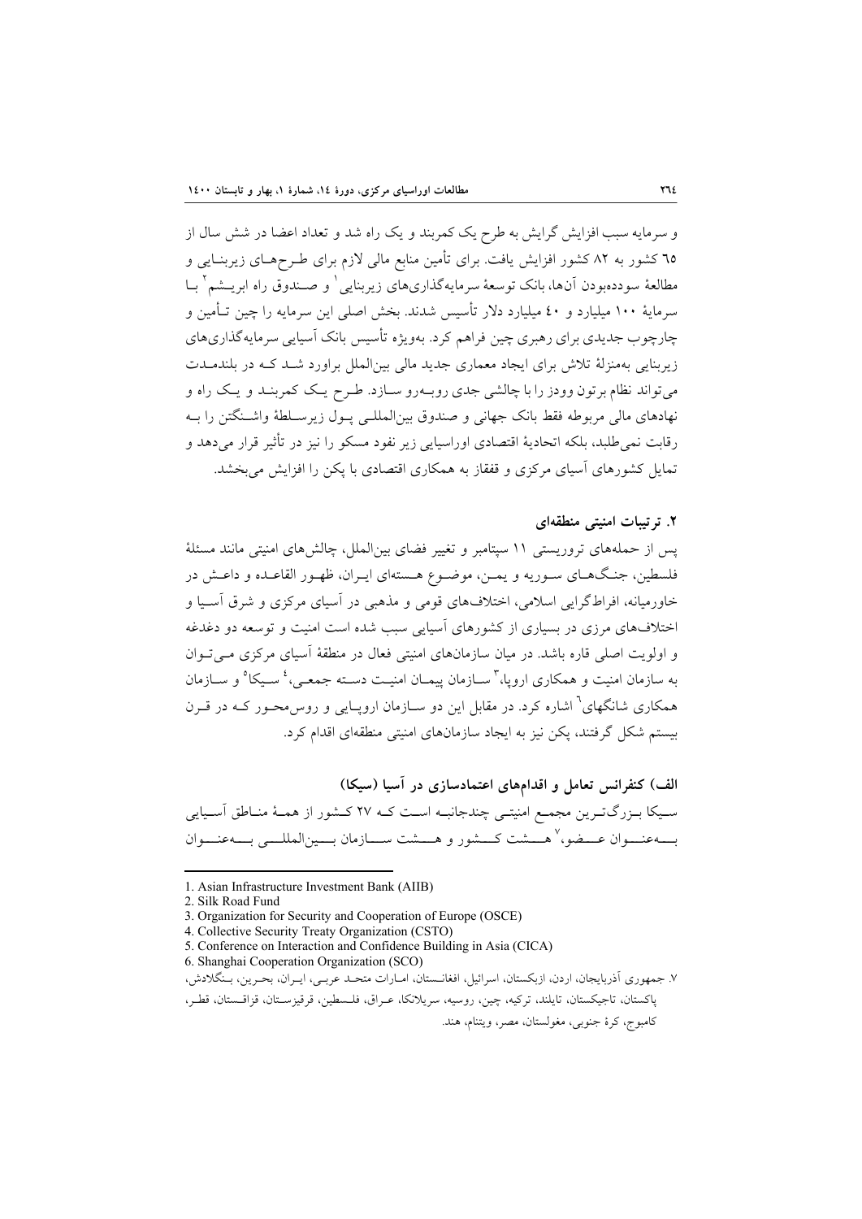و سرمایه سبب افزایش گرایش به طرح یک کمربند و یک راه شد و تعداد اعضا در شش سال از ۶۵ کشور به ۸۲ کشور افزایش یافت. برای تأمین منابع مالی لازم برای طرح‌های زیربنایی و مطالعهٔ سوده‌بودن آن‌ها، بانک توسعهٔ سرمایه‌گذاری‌های زیربنایی[1] و صندوق راه ابریشم[2] با سرمایهٔ ۱۰۰ میلیارد و ۴۰ میلیارد دلار تأسیس شدند. بخش اصلی این سرمایه را چین تأمین و چارچوب جدیدی برای رهبری چین فراهم کرد. به‌ویژه تأسیس بانک آسیایی سرمایه‌گذاری‌های زیربنایی به‌منزلهٔ تلاش برای ایجاد معماری جدید مالی بین‌الملل براورد شد که در بلندمدت می‌تواند نظام برتون وودز را با چالشی جدی روبه‌رو سازد. طرح یک کمربند و یک راه و نهادهای مالی مربوطه فقط بانک جهانی و صندوق بین‌المللی پول زیرسلطهٔ واشنگتن را به رقابت نمی‌طلبد، بلکه اتحادیهٔ اقتصادی اوراسیایی زیر نفوذ مسکو را نیز در تأثیر قرار می‌دهد و تمایل کشورهای آسیای مرکزی و قفقاز به همکاری اقتصادی با پکن را افزایش می‌بخشد.

### ۲. ترتیبات امنیتی منطقه‌ای

پس از حمله‌های تروریستی ۱۱ سپتامبر و تغییر فضای بین‌الملل، چالش‌های امنیتی مانند مسئلهٔ فلسطین، جنگ‌های سوریه و یمن، موضوع هسته‌ای ایران، ظهور القاعده و داعش در خاورمیانه، افراط‌گرایی اسلامی، اختلاف‌های قومی و مذهبی در آسیای مرکزی و شرق آسیا و اختلاف‌های مرزی در بسیاری از کشورهای آسیایی سبب شده است امنیت و توسعه دو دغدغه و اولویت اصلی قاره باشد. در میان سازمان‌های امنیتی فعال در منطقهٔ آسیای مرکزی می‌توان به سازمان امنیت و همکاری اروپا،[3] سازمان پیمان امنیت دسته جمعی،[4] سیکا[5] و سازمان همکاری شانگهای[6] اشاره کرد. در مقابل این دو سازمان اروپایی و روس‌محور که در قرن بیستم شکل گرفتند، پکن نیز به ایجاد سازمان‌های امنیتی منطقه‌ای اقدام کرد.

#### الف) کنفرانس تعامل و اقدام‌های اعتمادسازی در آسیا (سیکا)

سیکا بزرگ‌ترین مجمع امنیتی چندجانبه است که ۲۷ کشور از همهٔ مناطق آسیایی به‌عنوان عضو،[7] هشت کشور و هشت سازمان بین‌المللی به‌عنوان

---

1. Asian Infrastructure Investment Bank (AIIB)
2. Silk Road Fund
3. Organization for Security and Cooperation of Europe (OSCE)
4. Collective Security Treaty Organization (CSTO)
5. Conference on Interaction and Confidence Building in Asia (CICA)
6. Shanghai Cooperation Organization (SCO)
7. جمهوری آذربایجان، اردن، ازبکستان، اسرائیل، افغانستان، امارات متحد عربی، ایران، بحرین، بنگلادش، پاکستان، تاجیکستان، تایلند، ترکیه، چین، روسیه، سریلانکا، عراق، فلسطین، قرقیزستان، قزاقستان، قطر، کامبوج، کرهٔ جنوبی، مغولستان، مصر، ویتنام، هند.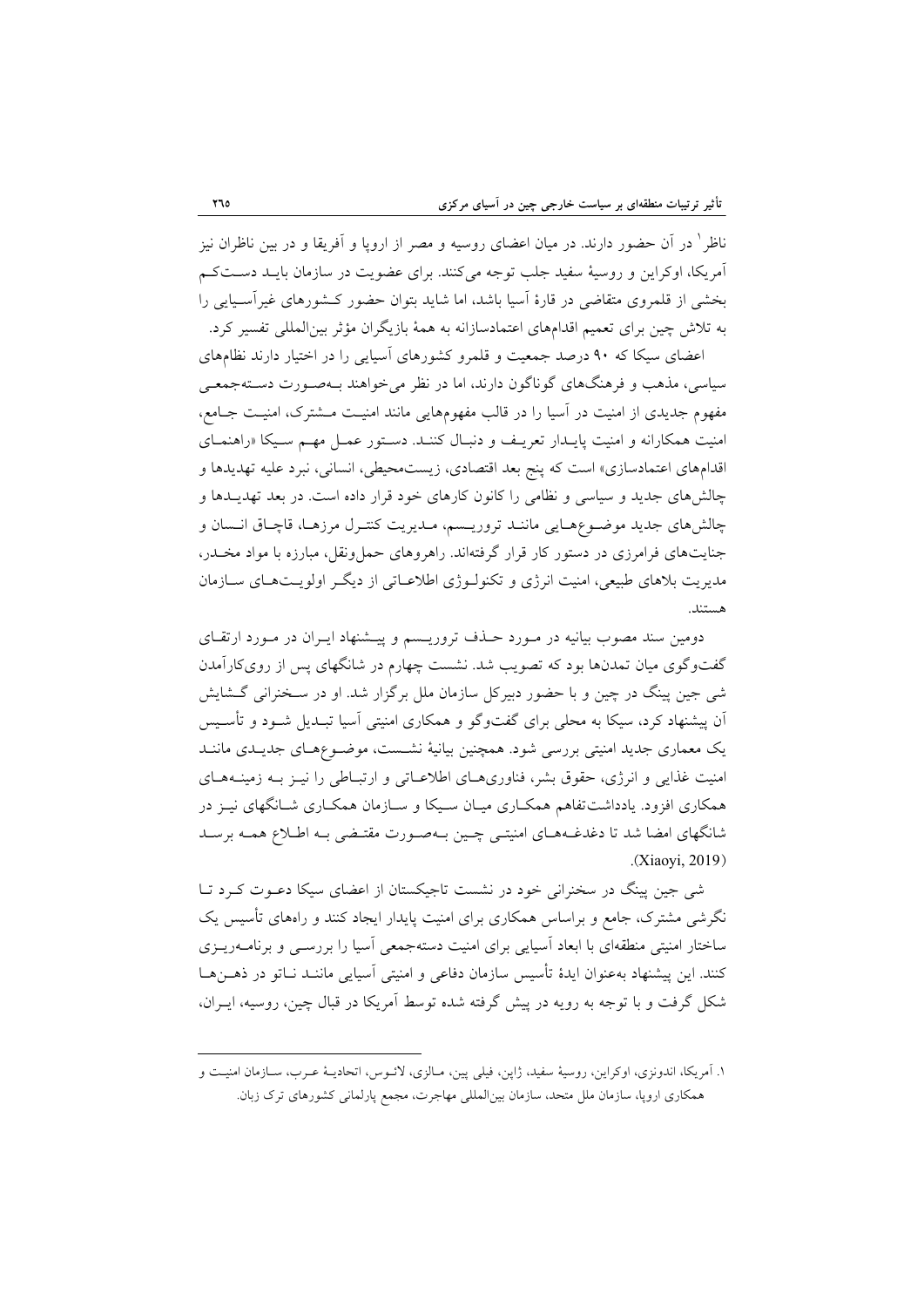ناظر[1] در آن حضور دارند. در میان اعضای روسیه و مصر از اروپا و آفریقا و در بین ناظران نیز آمریکا، اوکراین و روسیهٔ سفید جلب توجه می‌کنند. برای عضویت در سازمان بایـد دسـت‌کـم بخشی از قلمروی متقاضی در قارهٔ آسیا باشد، اما شاید بتوان حضور کـشورهای غیرآسـیایی را به تلاش چین برای تعمیم اقدام‌های اعتمادسازانه به همهٔ بازیگران مؤثر بین‌المللی تفسیر کرد.

اعضای سیکا که ۹۰ درصد جمعیت و قلمرو کشورهای آسیایی را در اختیار دارند نظام‌های سیاسی، مذهب و فرهنگ‌های گوناگون دارند، اما در نظر می‌خواهند بـه‌صـورت دسـته‌جمعـی مفهوم جدیدی از امنیت در آسیا را در قالب مفهوم‌هایی مانند امنیـت مـشترک، امنیـت جـامع، امنیت همکارانه و امنیت پایـدار تعریـف و دنبـال کننـد. دسـتور عمـل مهـم سـیکا «راهنمـای اقدام‌های اعتمادسازی» است که پنج بعد اقتصادی، زیست‌محیطی، انسانی، نبرد علیه تهدیدها و چالش‌های جدید و سیاسی و نظامی را کانون کارهای خود قرار داده است. در بعد تهدیـدها و چالش‌های جدید موضـوع‌هـاییماننـد تروریـسم، مـدیریت کنتـرل مرزهـا، قاچـاق انـسان و جنایت‌های فرامرزی در دستور کار قرار گرفته‌اند. راهروهای حمل‌ونقل، مبارزه با مواد مخـدر، مدیریت بلاهای طبیعی، امنیت انرژی و تکنولـوژی اطلاعـاتی از دیگـر اولویـت‌هـای سـازمان هستند.

دومین سند مصوب بیانیه در مـورد حـذف تروریـسم و پیـشنهاد ایـران در مـورد ارتقـای گفت‌وگوی میان تمدن‌ها بود که تصویب شد. نشست چهارم در شانگهای پس از روی‌کارآمدن شی جین پینگ در چین و با حضور دبیرکل سازمان ملل برگزار شد. او در سـخنرانی گـشایش آن پیشنهاد کرد، سیکا به محلی برای گفت‌وگو و همکاری امنیتی آسیا تبـدیل شـود و تأسـیس یک معماری جدید امنیتی بررسی شود. همچنین بیانیهٔ نشـست، موضـوع‌هـای جدیـدی ماننـد امنیت غذایی و انرژی، حقوق بشر، فناوری‌هـای اطلاعـاتی و ارتبـاطی را نیـز بـه زمینـه‌هـای همکاری افزود. یادداشت‌تفاهم همکـاری میـان سـیکا و سـازمان همکـاری شـانگهای نیـز در شانگهای امضا شد تا دغدغـه‌هـای امنیتـی چـین بـه‌صـورت مقتـضی بـه اطـلاع همـه برسـد (Xiaoyi, 2019).

شی جین پینگ در سخنرانی خود در نشست تاجیکستان از اعضای سیکا دعـوت کـرد تـا نگرشی مشترک، جامع و براساس همکاری برای امنیت پایدار ایجاد کنند و راه‌های تأسیس یک ساختار امنیتی منطقه‌ای با ابعاد آسیایی برای امنیت دسته‌جمعی آسیا را بررسـی و برنامـه‌ریـزی کنند. این پیشنهاد به‌عنوان ایدهٔ تأسیس سازمان دفاعی و امنیتی آسیایی ماننـد نـاتو در ذهـن‌هـا شکل گرفت و با توجه به رویه در پیش گرفته شده توسط آمریکا در قبال چین، روسیه، ایـران،

---

[1] آمریکا، اندونزی، اوکراین، روسیهٔ سفید، ژاپن، فیلی پین، مـالزی، لائـوس، اتحادیـهٔ عـرب، سـازمان امنیـت و همکاری اروپا، سازمان ملل متحد، سازمان بین‌المللی مهاجرت، مجمع پارلمانی کشورهای ترک زبان.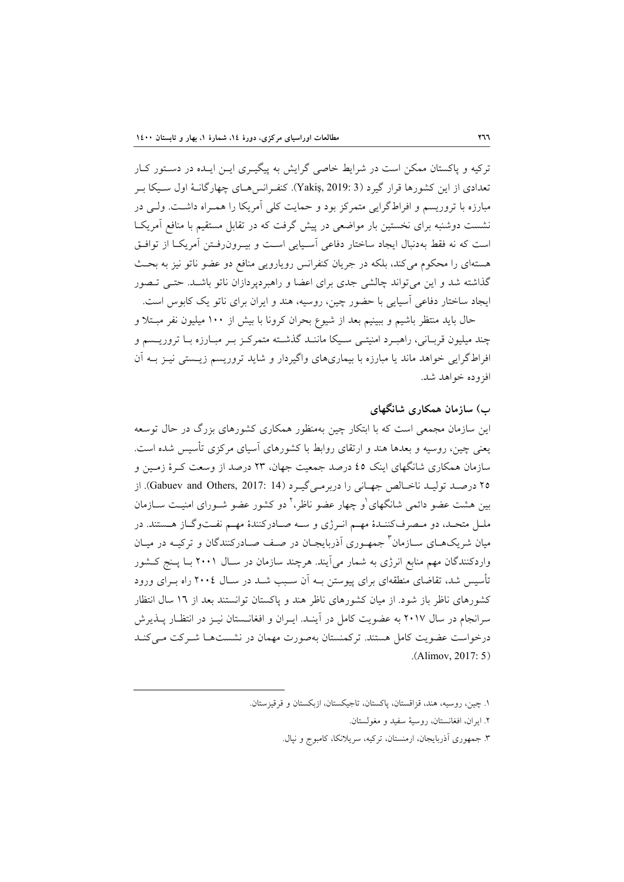ترکیه و پاکستان ممکن است در شرایط خاصی گرایش به پیگیری این ایده در دستور کار تعدادی از این کشورها قرار گیرد (Yakiş, 2019: 3). کنفرانس‌های چهارگانهٔ اول سیکا بر مبارزه با تروریسم و افراط‌گرایی متمرکز بود و حمایت کلی آمریکا را همراه داشت. ولی در نشست دوشنبه برای نخستین بار مواضعی در پیش گرفت که در تقابل مستقیم با منافع آمریکا است که نه فقط به‌دنبال ایجاد ساختار دفاعی آسیایی است و بیرون‌رفتن آمریکا از توافق هسته‌ای را محکوم می‌کند، بلکه در جریان کنفرانس رویارویی منافع دو عضو ناتو نیز به بحث گذاشته شد و این می‌تواند چالشی جدی برای اعضا و راهبردپردازان ناتو باشد. حتی تصور ایجاد ساختار دفاعی آسیایی با حضور چین، روسیه، هند و ایران برای ناتو یک کابوس است.

حال باید منتظر باشیم و ببینیم بعد از شیوع بحران کرونا با بیش از ۱۰۰ میلیون نفر مبتلا و چند میلیون قربانی، راهبرد امنیتی سیکا مانند گذشته متمرکز بر مبارزه با تروریسم و افراط‌گرایی خواهد ماند یا مبارزه با بیماری‌های واگیردار و شاید تروریسم زیستی نیز به آن افزوده خواهد شد.

### ب) سازمان همکاری شانگهای

این سازمان مجمعی است که با ابتکار چین به‌منظور همکاری کشورهای بزرگ در حال توسعه یعنی چین، روسیه و بعدها هند و ارتقای روابط با کشورهای آسیای مرکزی تأسیس شده است. سازمان همکاری شانگهای اینک ٤٥ درصد جمعیت جهان، ٢٣ درصد از وسعت کرهٔ زمین و ٢٥ درصد تولید ناخالص جهانی را دربرمی‌گیرد (Gabuev and Others, 2017: 14). از بین هشت عضو دائمی شانگهای[1] و چهار عضو ناظر،[2] دو کشور عضو شورای امنیت سازمان ملل متحد، دو مصرف‌کنندهٔ مهم انرژی و سه صادرکنندهٔ مهم نفت‌وگاز هستند. در میان شریک‌های سازمان[3] جمهوری آذربایجان در صف صادرکنندگان و ترکیه در میان واردکنندگان مهم منابع انرژی به شمار می‌آیند. هرچند سازمان در سال ٢٠٠١ با پنج کشور تأسیس شد، تقاضای منطقه‌ای برای پیوستن به آن سبب شد در سال ٢٠٠٤ راه برای ورود کشورهای ناظر باز شود. از میان کشورهای ناظر هند و پاکستان توانستند بعد از ١٦ سال انتظار سرانجام در سال ٢٠١٧ به عضویت کامل در آینده. ایران و افغانستان نیز در انتظار پذیرش درخواست عضویت کامل هستند. ترکمنستان به‌صورت مهمان در نشست‌ها شرکت می‌کند (Alimov, 2017: 5).

---

١. چین، روسیه، هند، قزاقستان، پاکستان، تاجیکستان، ازبکستان و قرقیزستان.

٢. ایران، افغانستان، روسیهٔ سفید و مغولستان.

٣. جمهوری آذربایجان، ارمنستان، ترکیه، سریلانکا، کامبوج و نپال.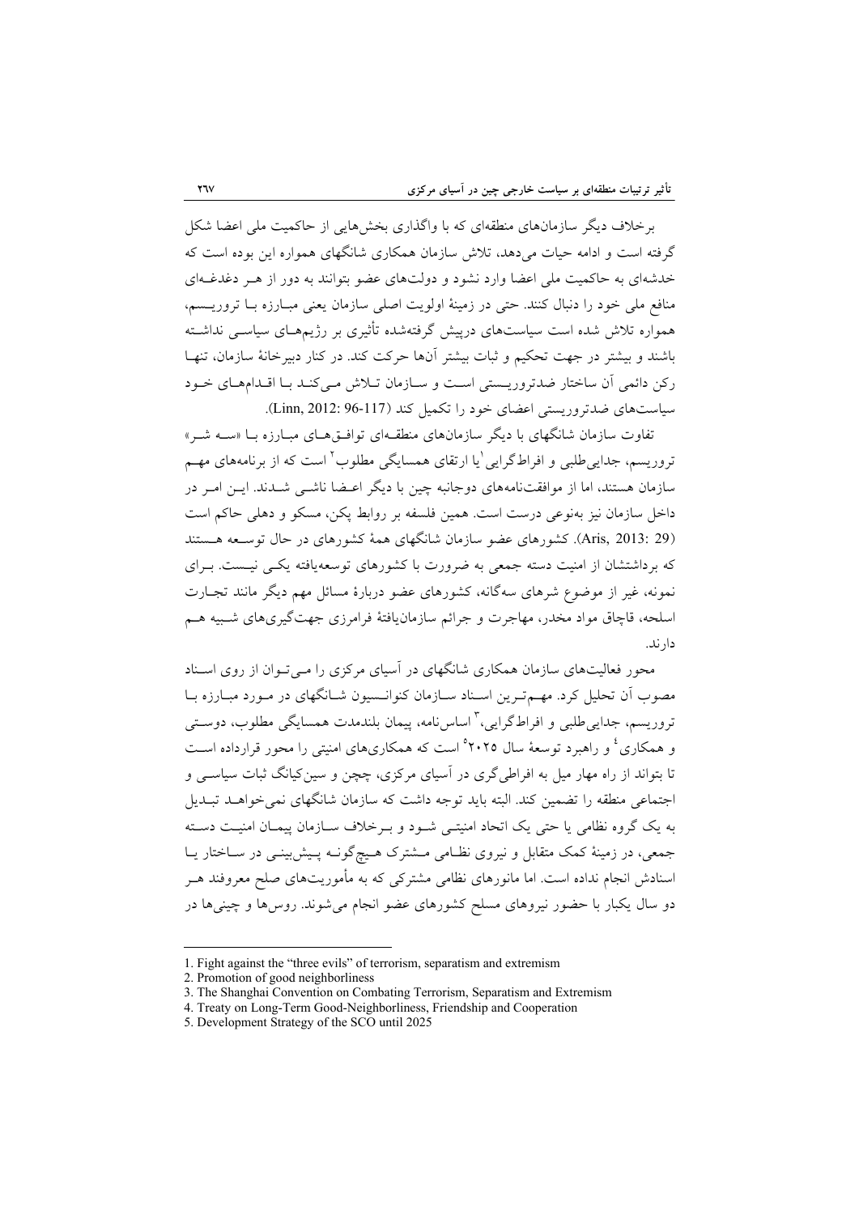برخلاف دیگر سازمان‌های منطقه‌ای که با واگذاری بخش‌هایی از حاکمیت ملی اعضا شکل گرفته است و ادامه حیات می‌دهد، تلاش سازمان همکاری شانگهای همواره این بوده است که خدشه‌ای به حاکمیت ملی اعضا وارد نشود و دولت‌های عضو بتوانند به دور از هـر دغدغـه‌ای منافع ملی خود را دنبال کنند. حتی در زمینهٔ اولویت اصلی سازمان یعنی مبـارزه بـا تروریـسم، همواره تلاش شده است سیاست‌های درپیش گرفته‌شده تأثیری بر رژیم‌هـای سیاسـی نداشـته باشند و بیشتر در جهت تحکیم و ثبات بیشتر آن‌ها حرکت کند. در کنار دبیرخانهٔ سازمان، تنهـا رکن دائمی آن ساختار ضدتروریـستی اسـت و سـازمان تـلاش مـی‌کنـد بـا اقـدام‌هـای خـود سیاست‌های ضدتروریستی اعضای خود را تکمیل کند (Linn, 2012: 96-117).

تفاوت سازمان شانگهای با دیگر سازمان‌های منطقـه‌ای توافـق‌هـای مبـارزه بـا «سـه شـر» تروریسم، جدایی‌طلبی و افراط‌گرایی[1] یا ارتقای همسایگی مطلوب[2] است که از برنامه‌های مهـم سازمان هستند، اما از موافقت‌نامه‌های دوجانبه چین با دیگر اعـضا ناشـی شـدند. ایـن امـر در داخل سازمان نیز به‌نوعی درست است. همین فلسفه بر روابط پکن، مسکو و دهلی حاکم است (Aris, 2013: 29). کشورهای عضو سازمان شانگهای همهٔ کشورهای در حال توسـعه هـستند که برداشتشان از امنیت دسته جمعی به ضرورت با کشورهای توسعه‌یافته یکـی نیـست. بـرای نمونه، غیر از موضوع شرهای سه‌گانه، کشورهای عضو دربارهٔ مسائل مهم دیگر مانند تجـارت اسلحه، قاچاق مواد مخدر، مهاجرت و جرائم سازمان‌یافتهٔ فرامرزی جهت‌گیری‌های شـبیه هـم دارند.

محور فعالیت‌های سازمان همکاری شانگهای در آسیای مرکزی را مـی‌تـوان از روی اسـناد مصوب آن تحلیل کرد. مهـم‌تـرین اسـناد سـازمان کنوانـسیون شـانگهای در مـورد مبـارزه بـا تروریسم، جدایی‌طلبی و افراط‌گرایی،[3] اساس‌نامه، پیمان بلندمدت همسایگی مطلوب، دوسـتی و همکاری[4] و راهبرد توسعهٔ سال ۲۰۲۵[5] است که همکاری‌های امنیتی را محور قرارداده اسـت تا بتواند از راه مهار میل به افراطی‌گری در آسیای مرکزی، چچن و سین‌کیانگ ثبات سیاسـی و اجتماعی منطقه را تضمین کند. البته باید توجه داشت که سازمان شانگهای نمی‌خواهـد تبـدیل به یک گروه نظامی یا حتی یک اتحاد امنیتـی شـود و بـرخلاف سـازمان پیمـان امنیـت دسـته جمعی، در زمینهٔ کمک متقابل و نیروی نظـامی مـشترک هـیچ‌گونـه پـیش‌بینـی در سـاختار یـا اسنادش انجام نداده است. اما مانورهای نظامی مشترکی که به مأموریت‌های صلح معروفند هـر دو سال یکبار با حضور نیروهای مسلح کشورهای عضو انجام می‌شوند. روس‌ها و چینی‌ها در

---

1. Fight against the "three evils" of terrorism, separatism and extremism
2. Promotion of good neighborliness
3. The Shanghai Convention on Combating Terrorism, Separatism and Extremism
4. Treaty on Long-Term Good-Neighborliness, Friendship and Cooperation
5. Development Strategy of the SCO until 2025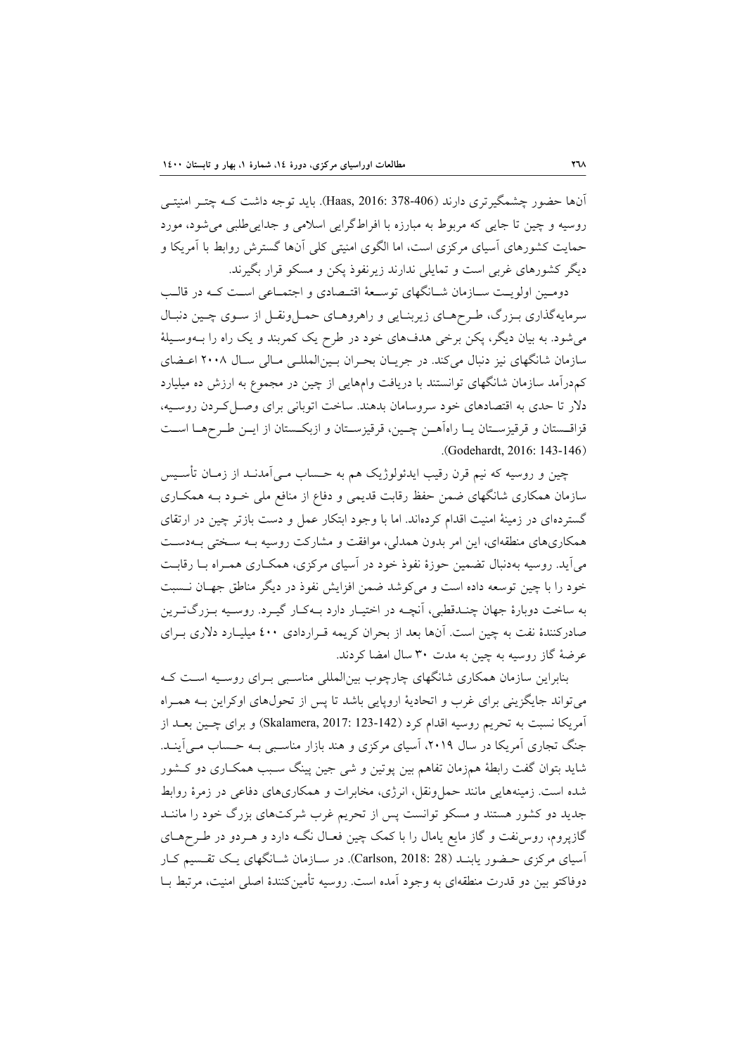آن‌ها حضور چشمگیرتری دارند (Haas, 2016: 378-406). باید توجه داشت کـه چتـر امنیتـی روسیه و چین تا جایی که مربوط به مبارزه با افراط‌گرایی اسلامی و جدایی‌طلبی می‌شود، مورد حمایت کشورهای آسیای مرکزی است، اما الگوی امنیتی کلی آن‌ها گسترش روابط با آمریکا و دیگر کشورهای غربی است و تمایلی ندارند زیرنفوذ پکن و مسکو قرار بگیرند.

دومـین اولویـت سـازمان شـانگهای توسـعۀ اقتـصادی و اجتمـاعی اسـت کـه در قالـب سرمایه‌گذاری بـزرگ، طـرح‌هـای زیربنـایی و راهروهـای حمـل‌ونقـل از سـوی چـین دنبـال می‌شود. به بیان دیگر، پکن برخی هدف‌های خود در طرح یک کمربند و یک راه را بـه‌وسـیلۀ سازمان شانگهای نیز دنبال می‌کند. در جریـان بحـران بـین‌المللـی مـالی سـال ۲۰۰۸ اعـضای کم‌درآمد سازمان شانگهای توانستند با دریافت وام‌هایی از چین در مجموع به ارزش ده میلیارد دلار تا حدی به اقتصادهای خود سروسامان بدهند. ساخت اتوبانی برای وصـل‌کـردن روسـیه، قزاقـستان و قرقیزسـتان یـا راه‌آهـن چـین، قرقیزسـتان و ازبکـستان از ایـن طـرح‌هـا اسـت (Godehardt, 2016: 143-146).

چین و روسیه که نیم قرن رقیب ایدئولوژیک هم به حـساب مـی‌آمدنـد از زمـان تأسـیس سازمان همکاری شانگهای ضمن حفظ رقابت قدیمی و دفاع از منافع ملی خـود بـه همکـاری گسترده‌ای در زمینۀ امنیت اقدام کرده‌اند. اما با وجود ابتکار عمل و دست بازتر چین در ارتقای همکاری‌های منطقه‌ای، این امر بدون همدلی، موافقت و مشارکت روسیه بـه سـختی بـه‌دسـت می‌آید. روسیه به‌دنبال تضمین حوزۀ نفوذ خود در آسیای مرکزی، همکـاری همـراه بـا رقابـت خود را با چین توسعه داده است و می‌کوشد ضمن افزایش نفوذ در دیگر مناطق جهـان نـسبت به ساخت دوبارۀ جهان چنـدقطبی، آنچـه در اختیـار دارد بـه‌کـار گیـرد. روسـیه بـزرگ‌تـرین صادرکنندۀ نفت به چین است. آن‌ها بعد از بحران کریمه قـراردادی ۴۰۰ میلیـارد دلاری بـرای عرضۀ گاز روسیه به چین به مدت ۳۰ سال امضا کردند.

بنابراین سازمان همکاری شانگهای چارچوب بین‌المللی مناسـبی بـرای روسـیه اسـت کـه می‌تواند جایگزینی برای غرب و اتحادیۀ اروپایی باشد تا پس از تحول‌های اوکراین بـه همـراه آمریکا نسبت به تحریم روسیه اقدام کرد (Skalamera, 2017: 123-142) و برای چـین بعـد از جنگ تجاری آمریکا در سال ۲۰۱۹، آسیای مرکزی و هند بازار مناسـبی بـه حـساب مـی‌آینـد. شاید بتوان گفت رابطۀ هم‌زمان تفاهم بین پوتین و شی جین پینگ سـبب همکـاری دو کـشور شده است. زمینه‌هایی مانند حمل‌ونقل، انرژی، مخابرات و همکاری‌های دفاعی در زمرۀ روابط جدید دو کشور هستند و مسکو توانست پس از تحریم غرب شرکت‌های بزرگ خود را ماننـد گازپروم، روس‌نفت و گاز مایع یامال را با کمک چین فعـال نگـه دارد و هـردو در طـرح‌هـای آسیای مرکزی حـضور یابنـد (Carlson, 2018: 28). در سـازمان شـانگهای یـک تقـسیم کـار دوفاکتو بین دو قدرت منطقه‌ای به وجود آمده است. روسیه تأمین‌کنندۀ اصلی امنیت، مرتبط بـا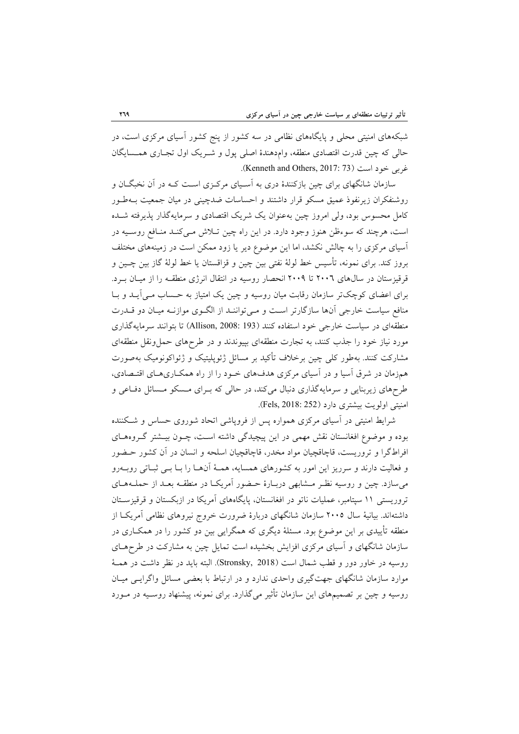شبکه‌های امنیتی محلی و پایگاه‌های نظامی در سه کشور از پنج کشور آسیای مرکزی است، در حالی که چین قدرت اقتصادی منطقه، وام‌دهندهٔ اصلی پول و شریک اول تجاری همسایگان غربی خود است (Kenneth and Others, 2017: 73).

سازمان شانگهای برای چین بازکنندهٔ دری به آسیای مرکزی است که در آن نخبگان و روشنفکران زیرنفوذ عمیق مسکو قرار داشتند و احساسات ضدچینی در میان جمعیت به‌طور کامل محسوس بود، ولی امروز چین به‌عنوان یک شریک اقتصادی و سرمایه‌گذار پذیرفته شده است، هرچند که سوءظن هنوز وجود دارد. در این راه چین تلاش می‌کند منافع روسیه در آسیای مرکزی را به چالش نکشد، اما این موضوع دیر یا زود ممکن است در زمینه‌های مختلف بروز کند. برای نمونه، تأسیس خط لولهٔ نفتی بین چین و قزاقستان یا خط لولهٔ گاز بین چین و قرقیزستان در سال‌های ۲۰۰۶ تا ۲۰۰۹ انحصار روسیه در انتقال انرژی منطقه را از میان برد. برای اعضای کوچک‌تر سازمان رقابت میان روسیه و چین یک امتیاز به حساب می‌آید و با منافع سیاست خارجی آن‌ها سازگارتر است و می‌توانند از الگوی موازنه میان دو قدرت منطقه‌ای در سیاست خارجی خود استفاده کنند (Allison, 2008: 193) تا بتوانند سرمایه‌گذاری مورد نیاز خود را جذب کنند، به تجارت منطقه‌ای بپیوندند و در طرح‌های حمل‌ونقل منطقه‌ای مشارکت کنند. به‌طور کلی چین برخلاف تأکید بر مسائل ژئوپلیتیک و ژئواکونومیک به‌صورت هم‌زمان در شرق آسیا و در آسیای مرکزی هدف‌های خود را از راه همکاری‌های اقتصادی، طرح‌های زیربنایی و سرمایه‌گذاری دنبال می‌کند، در حالی که برای مسکو مسائل دفاعی و امنیتی اولویت بیشتری دارد (Fels, 2018: 252).

شرایط امنیتی در آسیای مرکزی همواره پس از فروپاشی اتحاد شوروی حساس و شکننده بوده و موضوع افغانستان نقش مهمی در این پیچیدگی داشته است، چون بیشتر گروه‌های افراط‌گرا و تروریست، قاچاقچیان مواد مخدر، قاچاقچیان اسلحه و انسان در آن کشور حضور و فعالیت دارند و سرریز این امور به کشورهای همسایه، همهٔ آن‌ها را با بی ثباتی روبه‌رو می‌سازد. چین و روسیه نظر مشابهی دربارهٔ حضور آمریکا در منطقه بعد از حمله‌های تروریستی ۱۱ سپتامبر، عملیات ناتو در افغانستان، پایگاه‌های آمریکا در ازبکستان و قرقیزستان داشته‌اند. بیانیهٔ سال ۲۰۰۵ سازمان شانگهای دربارهٔ ضرورت خروج نیروهای نظامی آمریکا از منطقه تأییدی بر این موضوع بود. مسئلهٔ دیگری که همگرایی بین دو کشور را در همکاری در سازمان شانگهای و آسیای مرکزی افزایش بخشیده است تمایل چین به مشارکت در طرح‌های روسیه در خاور دور و قطب شمال است (Stronsky, 2018). البته باید در نظر داشت در همهٔ موارد سازمان شانگهای جهت‌گیری واحدی ندارد و در ارتباط با بعضی مسائل واگرایی میان روسیه و چین بر تصمیم‌های این سازمان تأثیر می‌گذارد. برای نمونه، پیشنهاد روسیه در مورد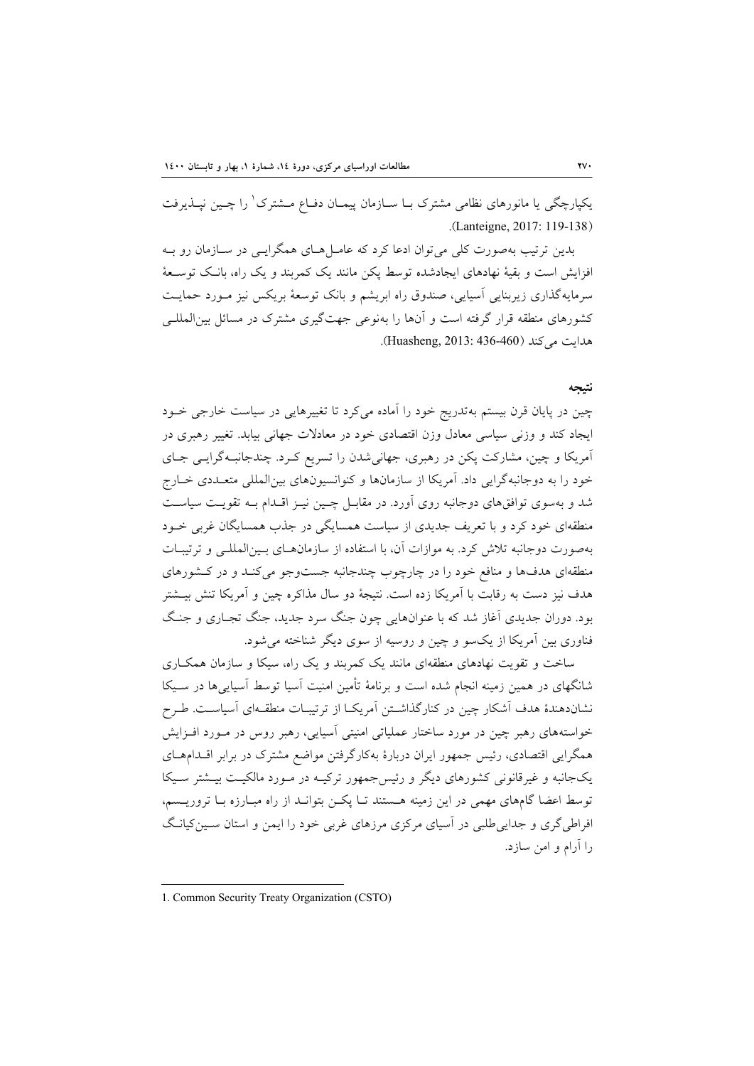یکپارچگی یا مانورهای نظامی مشترک با سازمان پیمان دفاع مشترک[1] را چین نپذیرفت (Lanteigne, 2017: 119-138).

بدین ترتیب به‌صورت کلی می‌توان ادعا کرد که عامل‌های همگرایی در سازمان رو به افزایش است و بقیهٔ نهادهای ایجادشده توسط پکن مانند یک کمربند و یک راه، بانک توسعهٔ سرمایه‌گذاری زیربنایی آسیایی، صندوق راه ابریشم و بانک توسعهٔ بریکس نیز مورد حمایت کشورهای منطقه قرار گرفته است و آن‌ها را به‌نوعی جهت‌گیری مشترک در مسائل بین‌المللی هدایت می‌کند (Huasheng, 2013: 436-460).

## نتیجه

چین در پایان قرن بیستم به‌تدریج خود را آماده می‌کرد تا تغییرهایی در سیاست خارجی خود ایجاد کند و وزنی سیاسی معادل وزن اقتصادی خود در معادلات جهانی بیابد. تغییر رهبری در آمریکا و چین، مشارکت پکن در رهبری، جهانی‌شدن را تسریع کرد. چندجانبه‌گرایی جای خود را به دوجانبه‌گرایی داد. آمریکا از سازمان‌ها و کنوانسیون‌های بین‌المللی متعددی خارج شد و به‌سوی توافق‌های دوجانبه روی آورد. در مقابل چین نیز اقدام به تقویت سیاست منطقه‌ای خود کرد و با تعریف جدیدی از سیاست همسایگی در جذب همسایگان غربی خود به‌صورت دوجانبه تلاش کرد. به موازات آن، با استفاده از سازمان‌های بین‌المللی و ترتیبات منطقه‌ای هدف‌ها و منافع خود را در چارچوب چندجانبه جست‌وجو می‌کند و در کشورهای هدف نیز دست به رقابت با آمریکا زده است. نتیجهٔ دو سال مذاکره چین و آمریکا تنش بیشتر بود. دوران جدیدی آغاز شد که با عنوان‌هایی چون جنگ سرد جدید، جنگ تجاری و جنگ فناوری بین آمریکا از یک‌سو و چین و روسیه از سوی دیگر شناخته می‌شود.

ساخت و تقویت نهادهای منطقه‌ای مانند یک کمربند و یک راه، سیکا و سازمان همکاری شانگهای در همین زمینه انجام شده است و برنامهٔ تأمین امنیت آسیا توسط آسیایی‌ها در سیکا نشان‌دهندهٔ هدف آشکار چین در کنارگذاشتن آمریکا از ترتیبات منطقه‌ای آسیاست. طرح خواسته‌های رهبر چین در مورد ساختار عملیاتی امنیتی آسیایی، رهبر روس در مورد افزایش همگرایی اقتصادی، رئیس جمهور ایران دربارهٔ به‌کارگرفتن مواضع مشترک در برابر اقدام‌های یک‌جانبه و غیرقانونی کشورهای دیگر و رئیس‌جمهور ترکیه در مورد مالکیت بیشتر سیکا توسط اعضا گام‌های مهمی در این زمینه هستند تا پکن بتواند از راه مبارزه با تروریسم، افراطی‌گری و جدایی‌طلبی در آسیای مرکزی مرزهای غربی خود را ایمن و استان سین‌کیانگ را آرام و امن سازد.

---

1. Common Security Treaty Organization (CSTO)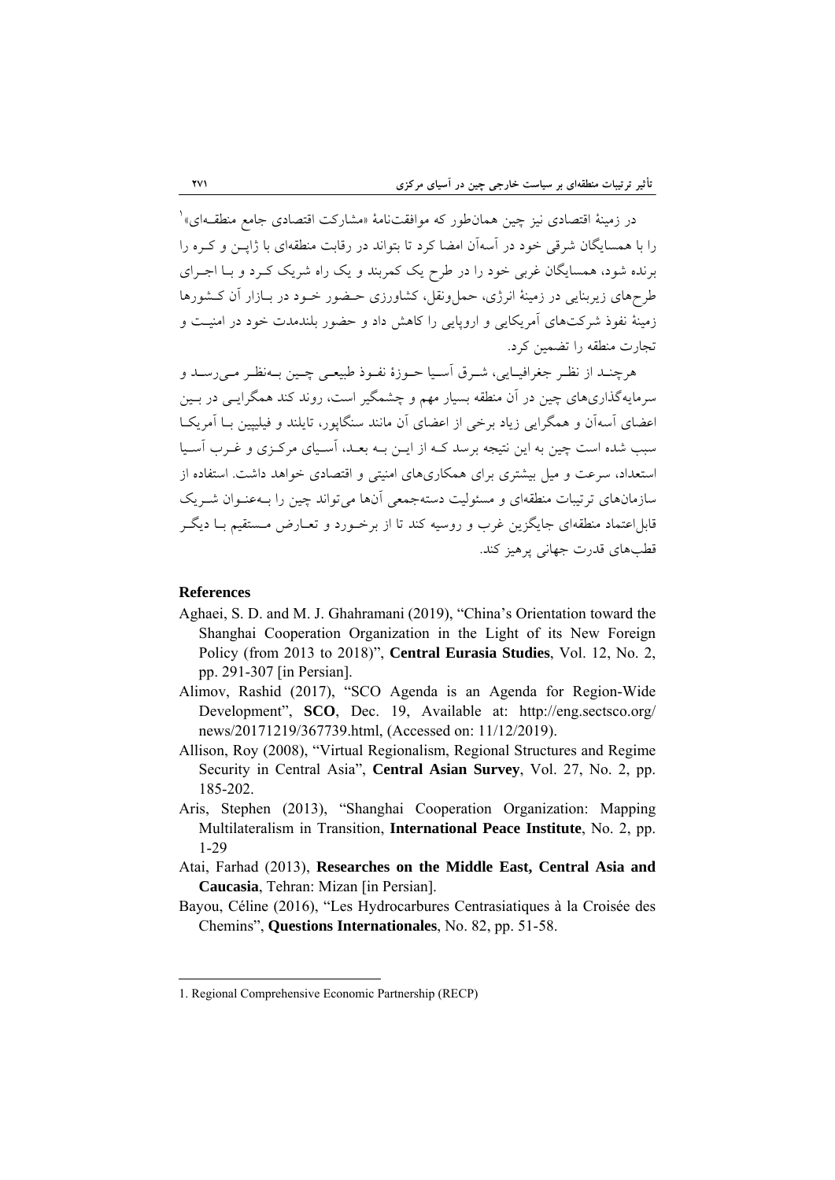در زمینهٔ اقتصادی نیز چین همان‌طور که موافقت‌نامهٔ «مشارکت اقتصادی جامع منطقه‌ای»[1] را با همسایگان شرقی خود در آسه‌آن امضا کرد تا بتواند در رقابت منطقه‌ای با ژاپن و کره را برنده شود، همسایگان غربی خود را در طرح یک کمربند و یک راه شریک کرد و با اجرای طرح‌های زیربنایی در زمینهٔ انرژی، حمل‌ونقل، کشاورزی حضور خود در بازار آن کشورها زمینهٔ نفوذ شرکت‌های آمریکایی و اروپایی را کاهش داد و حضور بلندمدت خود در امنیت و تجارت منطقه را تضمین کرد.

هرچند از نظر جغرافیایی، شرق آسیا حوزهٔ نفوذ طبیعی چین به‌نظر می‌رسد و سرمایه‌گذاری‌های چین در آن منطقه بسیار مهم و چشمگیر است، روند کند همگرایی در بین اعضای آسه‌آن و همگرایی زیاد برخی از اعضای آن مانند سنگاپور، تایلند و فیلیپین با آمریکا سبب شده است چین به این نتیجه برسد که از این به بعد، آسیای مرکزی و غرب آسیا استعداد، سرعت و میل بیشتری برای همکاری‌های امنیتی و اقتصادی خواهد داشت. استفاده از سازمان‌های ترتیبات منطقه‌ای و مسئولیت دسته‌جمعی آن‌ها می‌تواند چین را به‌عنوان شریک قابل‌اعتماد منطقه‌ای جایگزین غرب و روسیه کند تا از برخورد و تعارض مستقیم با دیگر قطب‌های قدرت جهانی پرهیز کند.

## References

- Aghaei, S. D. and M. J. Ghahramani (2019), "China's Orientation toward the Shanghai Cooperation Organization in the Light of its New Foreign Policy (from 2013 to 2018)", **Central Eurasia Studies**, Vol. 12, No. 2, pp. 291-307 [in Persian].
- Alimov, Rashid (2017), "SCO Agenda is an Agenda for Region-Wide Development", **SCO**, Dec. 19, Available at: http://eng.sectsco.org/news/20171219/367739.html, (Accessed on: 11/12/2019).
- Allison, Roy (2008), "Virtual Regionalism, Regional Structures and Regime Security in Central Asia", **Central Asian Survey**, Vol. 27, No. 2, pp. 185-202.
- Aris, Stephen (2013), "Shanghai Cooperation Organization: Mapping Multilateralism in Transition, **International Peace Institute**, No. 2, pp. 1-29
- Atai, Farhad (2013), **Researches on the Middle East, Central Asia and Caucasia**, Tehran: Mizan [in Persian].
- Bayou, Céline (2016), "Les Hydrocarbures Centrasiatiques à la Croisée des Chemins", **Questions Internationales**, No. 82, pp. 51-58.

---

1. Regional Comprehensive Economic Partnership (RECP)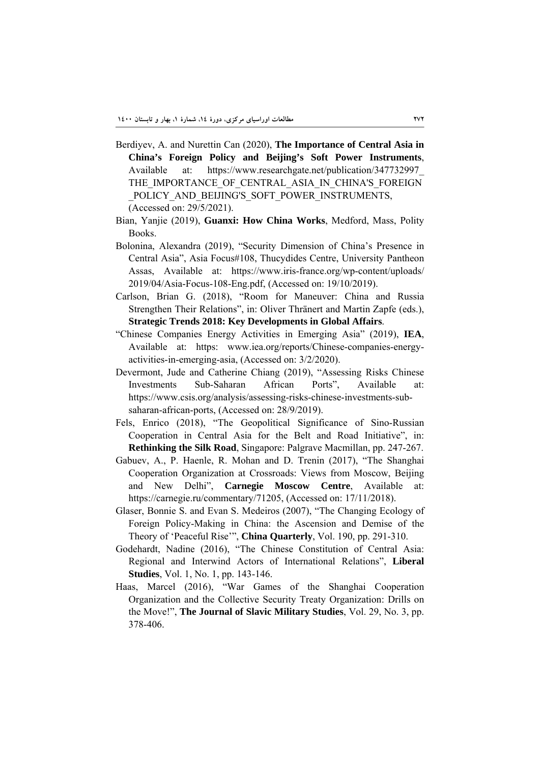Berdiyev, A. and Nurettin Can (2020), **The Importance of Central Asia in China's Foreign Policy and Beijing's Soft Power Instruments**, Available at: https://www.researchgate.net/publication/347732997_THE_IMPORTANCE_OF_CENTRAL_ASIA_IN_CHINA'S_FOREIGN_POLICY_AND_BEIJING'S_SOFT_POWER_INSTRUMENTS, (Accessed on: 29/5/2021).

Bian, Yanjie (2019), **Guanxi: How China Works**, Medford, Mass, Polity Books.

Bolonina, Alexandra (2019), "Security Dimension of China's Presence in Central Asia", Asia Focus#108, Thucydides Centre, University Pantheon Assas, Available at: https://www.iris-france.org/wp-content/uploads/2019/04/Asia-Focus-108-Eng.pdf, (Accessed on: 19/10/2019).

Carlson, Brian G. (2018), "Room for Maneuver: China and Russia Strengthen Their Relations", in: Oliver Thränert and Martin Zapfe (eds.), **Strategic Trends 2018: Key Developments in Global Affairs**.

"Chinese Companies Energy Activities in Emerging Asia" (2019), **IEA**, Available at: https: www.iea.org/reports/Chinese-companies-energy-activities-in-emerging-asia, (Accessed on: 3/2/2020).

Devermont, Jude and Catherine Chiang (2019), "Assessing Risks Chinese Investments Sub-Saharan African Ports", Available at: https://www.csis.org/analysis/assessing-risks-chinese-investments-sub-saharan-african-ports, (Accessed on: 28/9/2019).

Fels, Enrico (2018), "The Geopolitical Significance of Sino-Russian Cooperation in Central Asia for the Belt and Road Initiative", in: **Rethinking the Silk Road**, Singapore: Palgrave Macmillan, pp. 247-267.

Gabuev, A., P. Haenle, R. Mohan and D. Trenin (2017), "The Shanghai Cooperation Organization at Crossroads: Views from Moscow, Beijing and New Delhi", **Carnegie Moscow Centre**, Available at: https://carnegie.ru/commentary/71205, (Accessed on: 17/11/2018).

Glaser, Bonnie S. and Evan S. Medeiros (2007), "The Changing Ecology of Foreign Policy-Making in China: the Ascension and Demise of the Theory of 'Peaceful Rise'", **China Quarterly**, Vol. 190, pp. 291-310.

Godehardt, Nadine (2016), "The Chinese Constitution of Central Asia: Regional and Interwind Actors of International Relations", **Liberal Studies**, Vol. 1, No. 1, pp. 143-146.

Haas, Marcel (2016), "War Games of the Shanghai Cooperation Organization and the Collective Security Treaty Organization: Drills on the Move!", **The Journal of Slavic Military Studies**, Vol. 29, No. 3, pp. 378-406.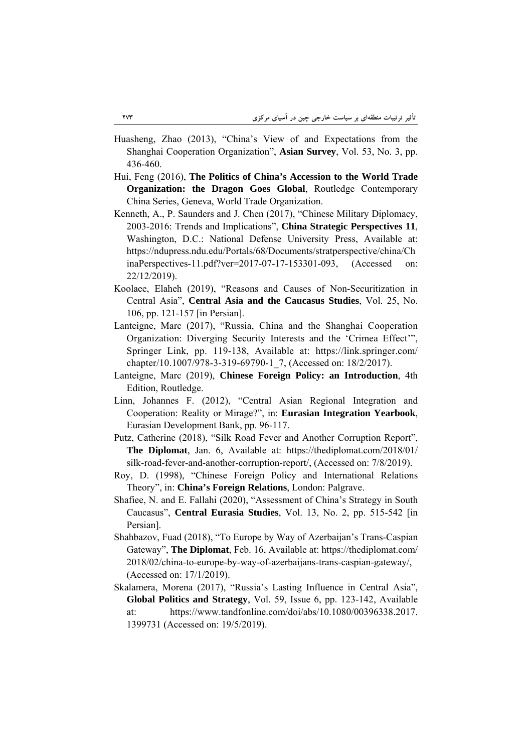Huasheng, Zhao (2013), “China’s View of and Expectations from the Shanghai Cooperation Organization”, **Asian Survey**, Vol. 53, No. 3, pp. 436-460.

Hui, Feng (2016), **The Politics of China’s Accession to the World Trade Organization: the Dragon Goes Global**, Routledge Contemporary China Series, Geneva, World Trade Organization.

Kenneth, A., P. Saunders and J. Chen (2017), “Chinese Military Diplomacy, 2003-2016: Trends and Implications”, **China Strategic Perspectives 11**, Washington, D.C.: National Defense University Press, Available at: https://ndupress.ndu.edu/Portals/68/Documents/stratperspective/china/ChinaPerspectives-11.pdf?ver=2017-07-17-153301-093, (Accessed on: 22/12/2019).

Koolaee, Elaheh (2019), “Reasons and Causes of Non-Securitization in Central Asia”, **Central Asia and the Caucasus Studies**, Vol. 25, No. 106, pp. 121-157 [in Persian].

Lanteigne, Marc (2017), “Russia, China and the Shanghai Cooperation Organization: Diverging Security Interests and the ‘Crimea Effect’”, Springer Link, pp. 119-138, Available at: https://link.springer.com/chapter/10.1007/978-3-319-69790-1_7, (Accessed on: 18/2/2017).

Lanteigne, Marc (2019), **Chinese Foreign Policy: an Introduction**, 4th Edition, Routledge.

Linn, Johannes F. (2012), “Central Asian Regional Integration and Cooperation: Reality or Mirage?”, in: **Eurasian Integration Yearbook**, Eurasian Development Bank, pp. 96-117.

Putz, Catherine (2018), “Silk Road Fever and Another Corruption Report”, **The Diplomat**, Jan. 6, Available at: https://thediplomat.com/2018/01/silk-road-fever-and-another-corruption-report/, (Accessed on: 7/8/2019).

Roy, D. (1998), “Chinese Foreign Policy and International Relations Theory”, in: **China’s Foreign Relations**, London: Palgrave.

Shafiee, N. and E. Fallahi (2020), “Assessment of China’s Strategy in South Caucasus”, **Central Eurasia Studies**, Vol. 13, No. 2, pp. 515-542 [in Persian].

Shahbazov, Fuad (2018), “To Europe by Way of Azerbaijan’s Trans-Caspian Gateway”, **The Diplomat**, Feb. 16, Available at: https://thediplomat.com/2018/02/china-to-europe-by-way-of-azerbaijans-trans-caspian-gateway/, (Accessed on: 17/1/2019).

Skalamera, Morena (2017), “Russia’s Lasting Influence in Central Asia”, **Global Politics and Strategy**, Vol. 59, Issue 6, pp. 123-142, Available at: https://www.tandfonline.com/doi/abs/10.1080/00396338.2017.1399731 (Accessed on: 19/5/2019).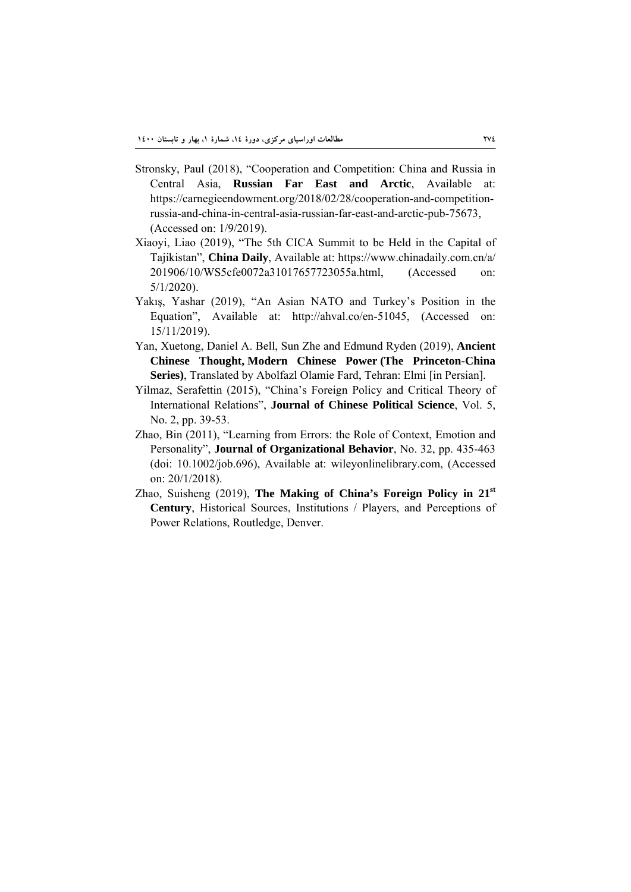Stronsky, Paul (2018), “Cooperation and Competition: China and Russia in Central Asia, **Russian Far East and Arctic**, Available at: https://carnegieendowment.org/2018/02/28/cooperation-and-competition-russia-and-china-in-central-asia-russian-far-east-and-arctic-pub-75673, (Accessed on: 1/9/2019).

Xiaoyi, Liao (2019), “The 5th CICA Summit to be Held in the Capital of Tajikistan”, **China Daily**, Available at: https://www.chinadaily.com.cn/a/201906/10/WS5cfe0072a31017657723055a.html, (Accessed on: 5/1/2020).

Yakış, Yashar (2019), “An Asian NATO and Turkey’s Position in the Equation”, Available at: http://ahval.co/en-51045, (Accessed on: 15/11/2019).

Yan, Xuetong, Daniel A. Bell, Sun Zhe and Edmund Ryden (2019), **Ancient Chinese Thought, Modern Chinese Power (The Princeton-China Series)**, Translated by Abolfazl Olamie Fard, Tehran: Elmi [in Persian].

Yilmaz, Serafettin (2015), “China’s Foreign Policy and Critical Theory of International Relations”, **Journal of Chinese Political Science**, Vol. 5, No. 2, pp. 39-53.

Zhao, Bin (2011), “Learning from Errors: the Role of Context, Emotion and Personality”, **Journal of Organizational Behavior**, No. 32, pp. 435-463 (doi: 10.1002/job.696), Available at: wileyonlinelibrary.com, (Accessed on: 20/1/2018).

Zhao, Suisheng (2019), **The Making of China’s Foreign Policy in 21st Century**, Historical Sources, Institutions / Players, and Perceptions of Power Relations, Routledge, Denver.